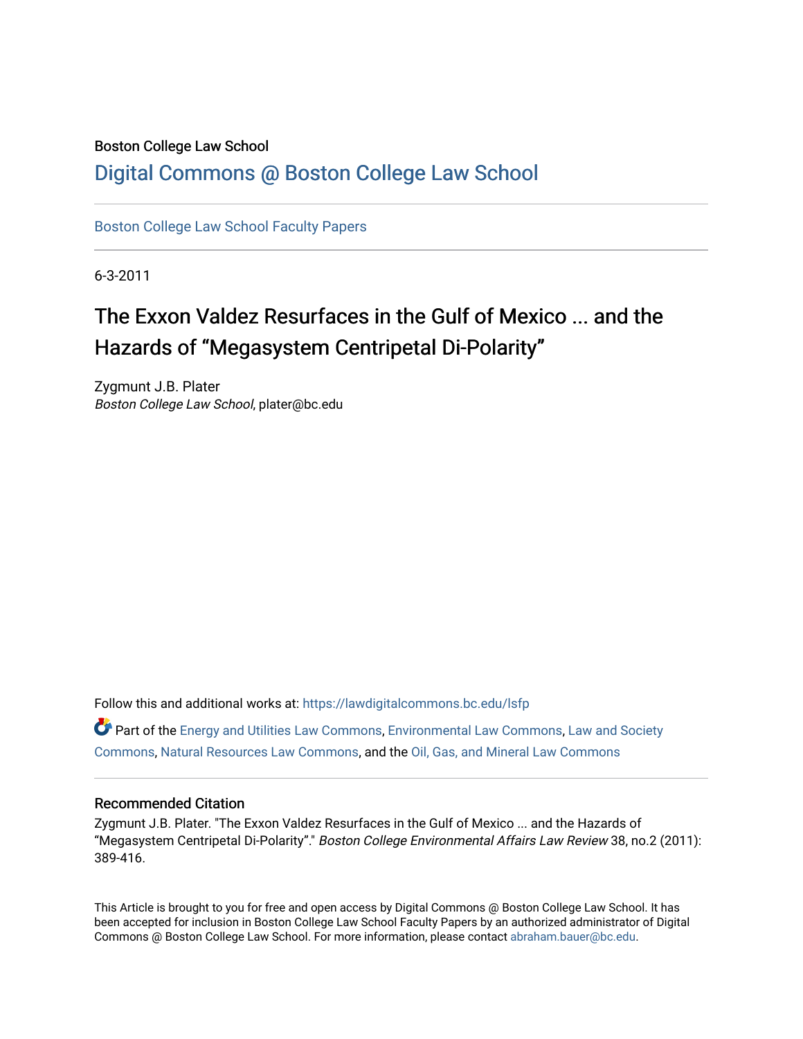Boston College Law School

# Digital Commons @ Boston College Law School

Boston College Law School Faculty Papers

6-3-2011

## The Exxon Valdez Resurfaces in the Gulf of Mexico ... and the Hazards of "Megasystem Centripetal Di-Polarity"

Zygmunt J.B. Plater
*Boston College Law School*, plater@bc.edu

Follow this and additional works at: https://lawdigitalcommons.bc.edu/lsfp

Part of the Energy and Utilities Law Commons, Environmental Law Commons, Law and Society Commons, Natural Resources Law Commons, and the Oil, Gas, and Mineral Law Commons

### Recommended Citation

Zygmunt J.B. Plater. "The Exxon Valdez Resurfaces in the Gulf of Mexico ... and the Hazards of "Megasystem Centripetal Di-Polarity"." *Boston College Environmental Affairs Law Review* 38, no.2 (2011): 389-416.

This Article is brought to you for free and open access by Digital Commons @ Boston College Law School. It has been accepted for inclusion in Boston College Law School Faculty Papers by an authorized administrator of Digital Commons @ Boston College Law School. For more information, please contact abraham.bauer@bc.edu.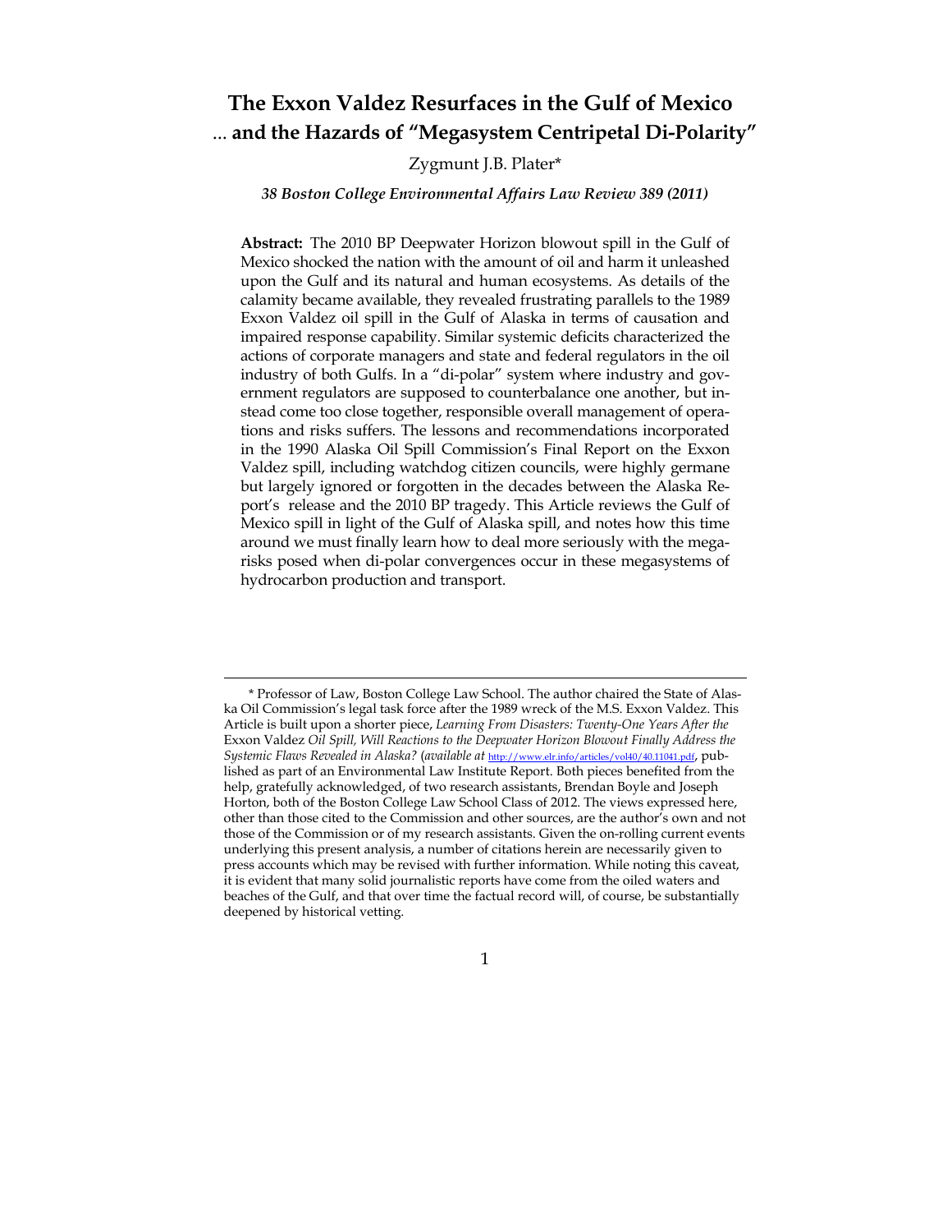# The Exxon Valdez Resurfaces in the Gulf of Mexico
## … and the Hazards of "Megasystem Centripetal Di-Polarity"

Zygmunt J.B. Plater*

***38 Boston College Environmental Affairs Law Review 389 (2011)***

**Abstract:** The 2010 BP Deepwater Horizon blowout spill in the Gulf of Mexico shocked the nation with the amount of oil and harm it unleashed upon the Gulf and its natural and human ecosystems. As details of the calamity became available, they revealed frustrating parallels to the 1989 Exxon Valdez oil spill in the Gulf of Alaska in terms of causation and impaired response capability. Similar systemic deficits characterized the actions of corporate managers and state and federal regulators in the oil industry of both Gulfs. In a "di-polar" system where industry and government regulators are supposed to counterbalance one another, but instead come too close together, responsible overall management of operations and risks suffers. The lessons and recommendations incorporated in the 1990 Alaska Oil Spill Commission's Final Report on the Exxon Valdez spill, including watchdog citizen councils, were highly germane but largely ignored or forgotten in the decades between the Alaska Report's release and the 2010 BP tragedy. This Article reviews the Gulf of Mexico spill in light of the Gulf of Alaska spill, and notes how this time around we must finally learn how to deal more seriously with the mega-risks posed when di-polar convergences occur in these megasystems of hydrocarbon production and transport.

---

\* Professor of Law, Boston College Law School. The author chaired the State of Alaska Oil Commission's legal task force after the 1989 wreck of the M.S. Exxon Valdez. This Article is built upon a shorter piece, *Learning From Disasters: Twenty-One Years After the* Exxon Valdez *Oil Spill, Will Reactions to the Deepwater Horizon Blowout Finally Address the Systemic Flaws Revealed in Alaska?* (*available at* http://www.elr.info/articles/vol40/40.11041.pdf, published as part of an Environmental Law Institute Report. Both pieces benefited from the help, gratefully acknowledged, of two research assistants, Brendan Boyle and Joseph Horton, both of the Boston College Law School Class of 2012. The views expressed here, other than those cited to the Commission and other sources, are the author's own and not those of the Commission or of my research assistants. Given the on-rolling current events underlying this present analysis, a number of citations herein are necessarily given to press accounts which may be revised with further information. While noting this caveat, it is evident that many solid journalistic reports have come from the oiled waters and beaches of the Gulf, and that over time the factual record will, of course, be substantially deepened by historical vetting.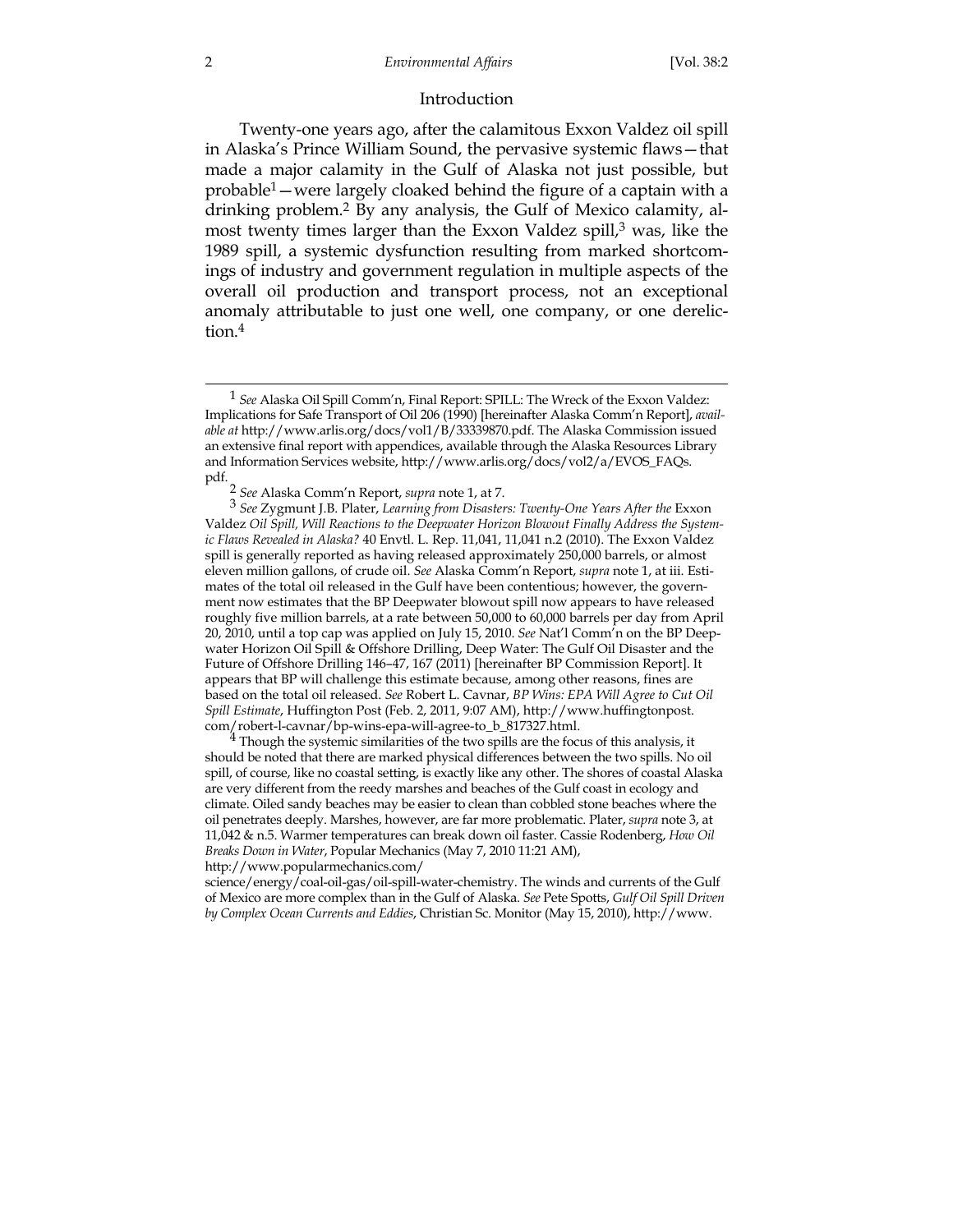## Introduction

Twenty-one years ago, after the calamitous Exxon Valdez oil spill in Alaska's Prince William Sound, the pervasive systemic flaws—that made a major calamity in the Gulf of Alaska not just possible, but probable[1]—were largely cloaked behind the figure of a captain with a drinking problem.[2] By any analysis, the Gulf of Mexico calamity, almost twenty times larger than the Exxon Valdez spill,[3] was, like the 1989 spill, a systemic dysfunction resulting from marked shortcomings of industry and government regulation in multiple aspects of the overall oil production and transport process, not an exceptional anomaly attributable to just one well, one company, or one dereliction.[4]

---

[1] *See* Alaska Oil Spill Comm'n, Final Report: SPILL: The Wreck of the Exxon Valdez: Implications for Safe Transport of Oil 206 (1990) [hereinafter Alaska Comm'n Report], *available at* http://www.arlis.org/docs/vol1/B/33339870.pdf. The Alaska Commission issued an extensive final report with appendices, available through the Alaska Resources Library and Information Services website, http://www.arlis.org/docs/vol2/a/EVOS_FAQs.pdf.

[2] *See* Alaska Comm'n Report, *supra* note 1, at 7.

[3] *See* Zygmunt J.B. Plater, *Learning from Disasters: Twenty-One Years After the* Exxon Valdez *Oil Spill, Will Reactions to the Deepwater Horizon Blowout Finally Address the Systemic Flaws Revealed in Alaska?* 40 Envtl. L. Rep. 11,041, 11,041 n.2 (2010). The Exxon Valdez spill is generally reported as having released approximately 250,000 barrels, or almost eleven million gallons, of crude oil. *See* Alaska Comm'n Report, *supra* note 1, at iii. Estimates of the total oil released in the Gulf have been contentious; however, the government now estimates that the BP Deepwater blowout spill now appears to have released roughly five million barrels, at a rate between 50,000 to 60,000 barrels per day from April 20, 2010, until a top cap was applied on July 15, 2010. *See* Nat'l Comm'n on the BP Deepwater Horizon Oil Spill & Offshore Drilling, Deep Water: The Gulf Oil Disaster and the Future of Offshore Drilling 146–47, 167 (2011) [hereinafter BP Commission Report]. It appears that BP will challenge this estimate because, among other reasons, fines are based on the total oil released. *See* Robert L. Cavnar, *BP Wins: EPA Will Agree to Cut Oil Spill Estimate*, Huffington Post (Feb. 2, 2011, 9:07 AM), http://www.huffingtonpost.com/robert-l-cavnar/bp-wins-epa-will-agree-to_b_817327.html.

[4] Though the systemic similarities of the two spills are the focus of this analysis, it should be noted that there are marked physical differences between the two spills. No oil spill, of course, like no coastal setting, is exactly like any other. The shores of coastal Alaska are very different from the reedy marshes and beaches of the Gulf coast in ecology and climate. Oiled sandy beaches may be easier to clean than cobbled stone beaches where the oil penetrates deeply. Marshes, however, are far more problematic. Plater, *supra* note 3, at 11,042 & n.5. Warmer temperatures can break down oil faster. Cassie Rodenberg, *How Oil Breaks Down in Water*, Popular Mechanics (May 7, 2010 11:21 AM), http://www.popularmechanics.com/science/energy/coal-oil-gas/oil-spill-water-chemistry. The winds and currents of the Gulf of Mexico are more complex than in the Gulf of Alaska. *See* Pete Spotts, *Gulf Oil Spill Driven by Complex Ocean Currents and Eddies*, Christian Sc. Monitor (May 15, 2010), http://www.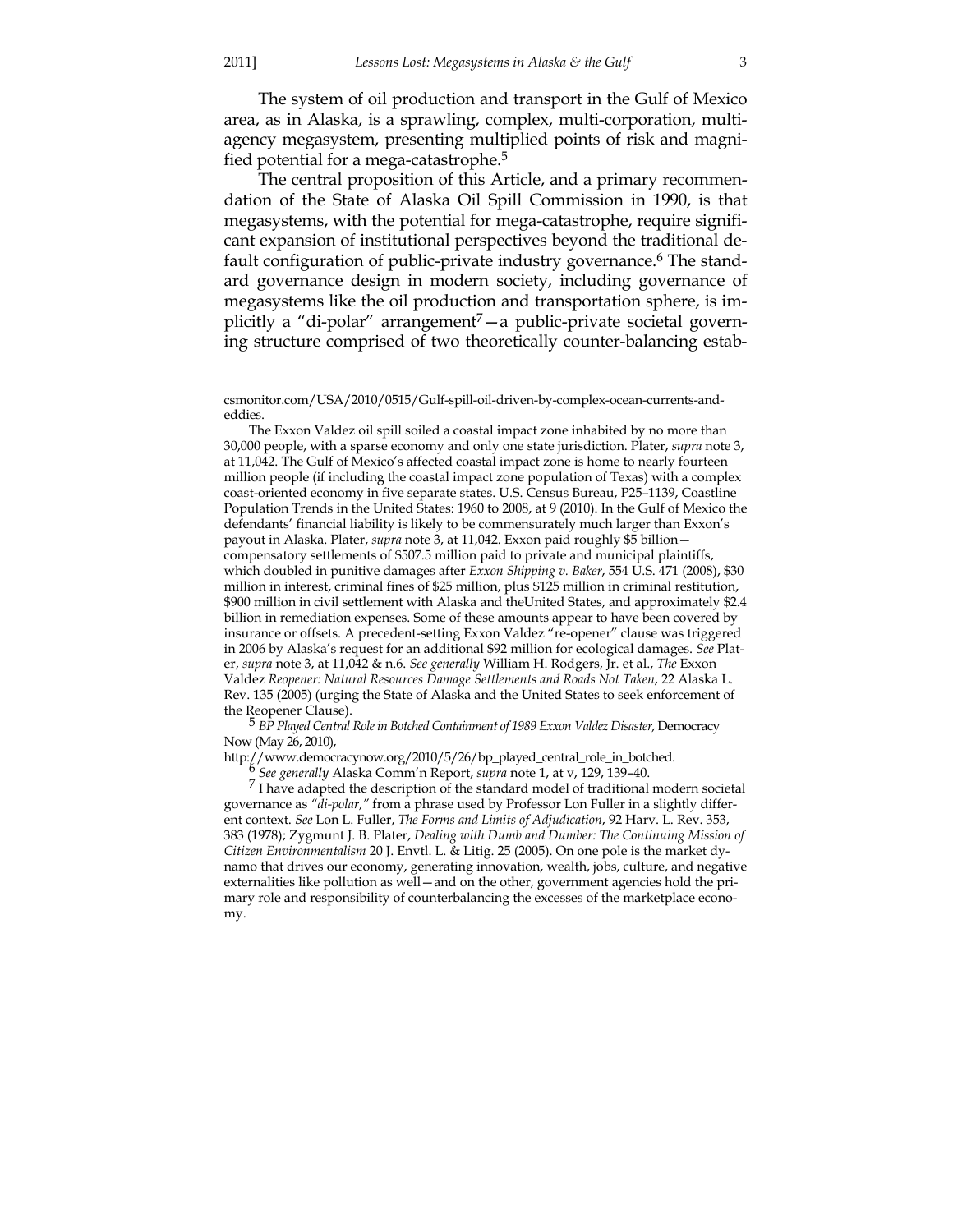The system of oil production and transport in the Gulf of Mexico area, as in Alaska, is a sprawling, complex, multi-corporation, multi-agency megasystem, presenting multiplied points of risk and magnified potential for a mega-catastrophe.[5]

The central proposition of this Article, and a primary recommendation of the State of Alaska Oil Spill Commission in 1990, is that megasystems, with the potential for mega-catastrophe, require significant expansion of institutional perspectives beyond the traditional default configuration of public-private industry governance.[6] The standard governance design in modern society, including governance of megasystems like the oil production and transportation sphere, is implicitly a "di-polar" arrangement[7]—a public-private societal governing structure comprised of two theoretically counter-balancing estab-

---

csmonitor.com/USA/2010/0515/Gulf-spill-oil-driven-by-complex-ocean-currents-and-eddies.

The Exxon Valdez oil spill soiled a coastal impact zone inhabited by no more than 30,000 people, with a sparse economy and only one state jurisdiction. Plater, *supra* note 3, at 11,042. The Gulf of Mexico's affected coastal impact zone is home to nearly fourteen million people (if including the coastal impact zone population of Texas) with a complex coast-oriented economy in five separate states. U.S. Census Bureau, P25–1139, Coastline Population Trends in the United States: 1960 to 2008, at 9 (2010). In the Gulf of Mexico the defendants' financial liability is likely to be commensurately much larger than Exxon's payout in Alaska. Plater, *supra* note 3, at 11,042. Exxon paid roughly $5 billion—compensatory settlements of $507.5 million paid to private and municipal plaintiffs, which doubled in punitive damages after *Exxon Shipping v. Baker*, 554 U.S. 471 (2008), $30 million in interest, criminal fines of $25 million, plus $125 million in criminal restitution, $900 million in civil settlement with Alaska and theUnited States, and approximately $2.4 billion in remediation expenses. Some of these amounts appear to have been covered by insurance or offsets. A precedent-setting Exxon Valdez "re-opener" clause was triggered in 2006 by Alaska's request for an additional $92 million for ecological damages. *See* Plater, *supra* note 3, at 11,042 & n.6. *See generally* William H. Rodgers, Jr. et al., *The* Exxon Valdez *Reopener: Natural Resources Damage Settlements and Roads Not Taken*, 22 Alaska L. Rev. 135 (2005) (urging the State of Alaska and the United States to seek enforcement of the Reopener Clause).

[5] *BP Played Central Role in Botched Containment of 1989 Exxon Valdez Disaster*, Democracy Now (May 26, 2010), http://www.democracynow.org/2010/5/26/bp_played_central_role_in_botched.

[6] *See generally* Alaska Comm'n Report, *supra* note 1, at v, 129, 139–40.

[7] I have adapted the description of the standard model of traditional modern societal governance as *"di-polar,"* from a phrase used by Professor Lon Fuller in a slightly different context. *See* Lon L. Fuller, *The Forms and Limits of Adjudication*, 92 Harv. L. Rev. 353, 383 (1978); Zygmunt J. B. Plater, *Dealing with Dumb and Dumber: The Continuing Mission of Citizen Environmentalism* 20 J. Envtl. L. & Litig. 25 (2005). On one pole is the market dynamo that drives our economy, generating innovation, wealth, jobs, culture, and negative externalities like pollution as well—and on the other, government agencies hold the primary role and responsibility of counterbalancing the excesses of the marketplace economy.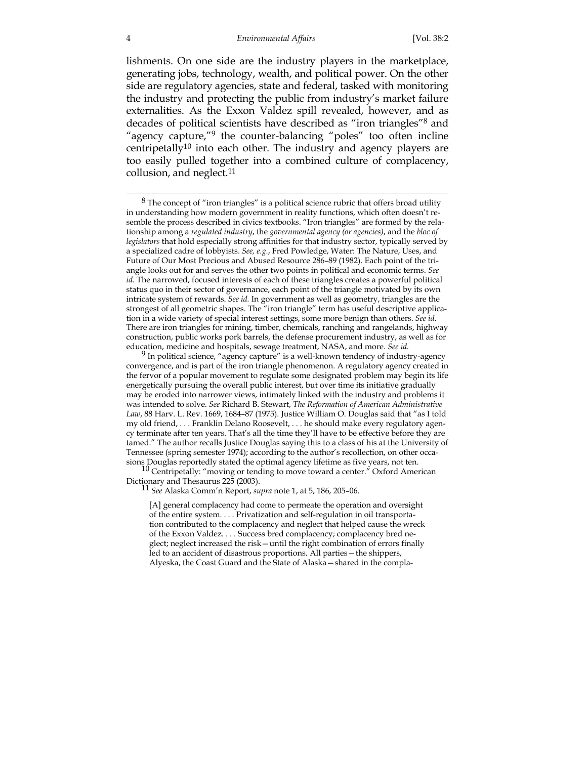lishments. On one side are the industry players in the marketplace, generating jobs, technology, wealth, and political power. On the other side are regulatory agencies, state and federal, tasked with monitoring the industry and protecting the public from industry's market failure externalities. As the Exxon Valdez spill revealed, however, and as decades of political scientists have described as "iron triangles"[8] and "agency capture,"[9] the counter-balancing "poles" too often incline centripetally[10] into each other. The industry and agency players are too easily pulled together into a combined culture of complacency, collusion, and neglect.[11]

---

[8] The concept of "iron triangles" is a political science rubric that offers broad utility in understanding how modern government in reality functions, which often doesn't resemble the process described in civics textbooks. "Iron triangles" are formed by the relationship among a *regulated industry*, the *governmental agency (or agencies)*, and the *bloc of legislators* that hold especially strong affinities for that industry sector, typically served by a specialized cadre of lobbyists. *See, e.g.*, Fred Powledge, Water: The Nature, Uses, and Future of Our Most Precious and Abused Resource 286–89 (1982). Each point of the triangle looks out for and serves the other two points in political and economic terms. *See id.* The narrowed, focused interests of each of these triangles creates a powerful political status quo in their sector of governance, each point of the triangle motivated by its own intricate system of rewards. *See id.* In government as well as geometry, triangles are the strongest of all geometric shapes. The "iron triangle" term has useful descriptive application in a wide variety of special interest settings, some more benign than others. *See id.* There are iron triangles for mining, timber, chemicals, ranching and rangelands, highway construction, public works pork barrels, the defense procurement industry, as well as for education, medicine and hospitals, sewage treatment, NASA, and more. *See id.*

[9] In political science, "agency capture" is a well-known tendency of industry-agency convergence, and is part of the iron triangle phenomenon. A regulatory agency created in the fervor of a popular movement to regulate some designated problem may begin its life energetically pursuing the overall public interest, but over time its initiative gradually may be eroded into narrower views, intimately linked with the industry and problems it was intended to solve. *See* Richard B. Stewart, *The Reformation of American Administrative Law*, 88 Harv. L. Rev. 1669, 1684–87 (1975). Justice William O. Douglas said that "as I told my old friend, . . . Franklin Delano Roosevelt, . . . he should make every regulatory agency terminate after ten years. That's all the time they'll have to be effective before they are tamed." The author recalls Justice Douglas saying this to a class of his at the University of Tennessee (spring semester 1974); according to the author's recollection, on other occasions Douglas reportedly stated the optimal agency lifetime as five years, not ten.

[10] Centripetally: "moving or tending to move toward a center." Oxford American Dictionary and Thesaurus 225 (2003).

[11] *See* Alaska Comm'n Report, *supra* note 1, at 5, 186, 205–06.

> [A] general complacency had come to permeate the operation and oversight of the entire system. . . . Privatization and self-regulation in oil transportation contributed to the complacency and neglect that helped cause the wreck of the Exxon Valdez. . . . Success bred complacency; complacency bred neglect; neglect increased the risk—until the right combination of errors finally led to an accident of disastrous proportions. All parties—the shippers, Alyeska, the Coast Guard and the State of Alaska—shared in the compla-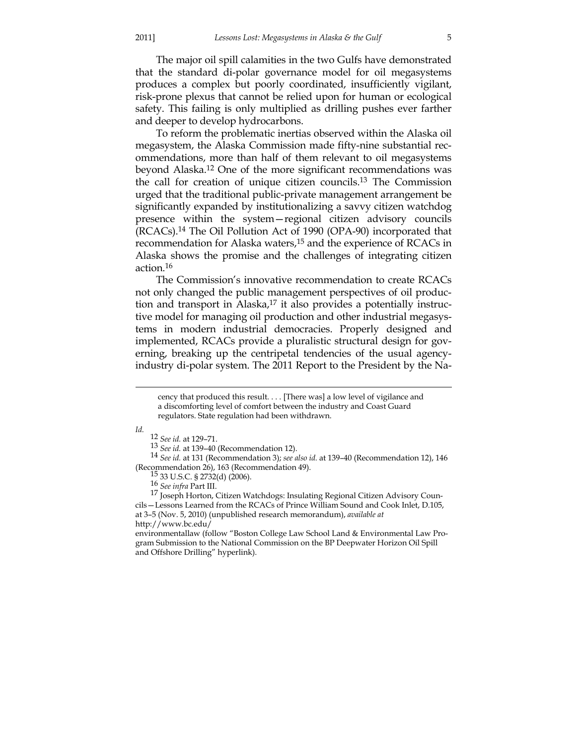The major oil spill calamities in the two Gulfs have demonstrated that the standard di-polar governance model for oil megasystems produces a complex but poorly coordinated, insufficiently vigilant, risk-prone plexus that cannot be relied upon for human or ecological safety. This failing is only multiplied as drilling pushes ever farther and deeper to develop hydrocarbons.

To reform the problematic inertias observed within the Alaska oil megasystem, the Alaska Commission made fifty-nine substantial recommendations, more than half of them relevant to oil megasystems beyond Alaska.[12] One of the more significant recommendations was the call for creation of unique citizen councils.[13] The Commission urged that the traditional public-private management arrangement be significantly expanded by institutionalizing a savvy citizen watchdog presence within the system—regional citizen advisory councils (RCACs).[14] The Oil Pollution Act of 1990 (OPA-90) incorporated that recommendation for Alaska waters,[15] and the experience of RCACs in Alaska shows the promise and the challenges of integrating citizen action.[16]

The Commission's innovative recommendation to create RCACs not only changed the public management perspectives of oil production and transport in Alaska,[17] it also provides a potentially instructive model for managing oil production and other industrial megasystems in modern industrial democracies. Properly designed and implemented, RCACs provide a pluralistic structural design for governing, breaking up the centripetal tendencies of the usual agency-industry di-polar system. The 2011 Report to the President by the Na-

---

> cency that produced this result. . . . [There was] a low level of vigilance and a discomforting level of comfort between the industry and Coast Guard regulators. State regulation had been withdrawn.

*Id.*

[12] *See id.* at 129–71.

[13] *See id.* at 139–40 (Recommendation 12).

[14] *See id.* at 131 (Recommendation 3); *see also id.* at 139–40 (Recommendation 12), 146 (Recommendation 26), 163 (Recommendation 49).

[15] 33 U.S.C. § 2732(d) (2006).

[16] *See infra* Part III.

[17] Joseph Horton, Citizen Watchdogs: Insulating Regional Citizen Advisory Councils—Lessons Learned from the RCACs of Prince William Sound and Cook Inlet, D.105, at 3–5 (Nov. 5, 2010) (unpublished research memorandum), *available at* http://www.bc.edu/environmentallaw (follow "Boston College Law School Land & Environmental Law Program Submission to the National Commission on the BP Deepwater Horizon Oil Spill and Offshore Drilling" hyperlink).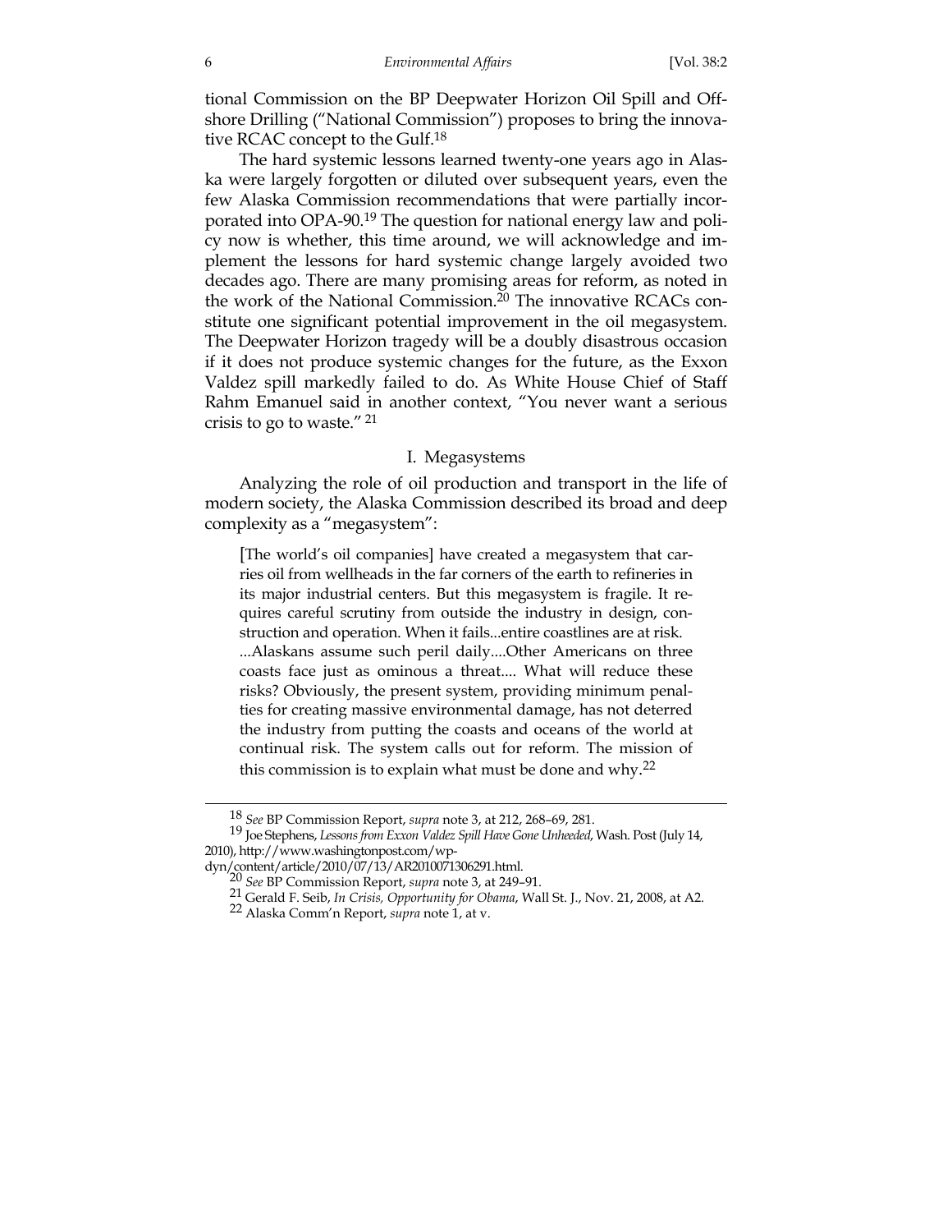tional Commission on the BP Deepwater Horizon Oil Spill and Offshore Drilling ("National Commission") proposes to bring the innovative RCAC concept to the Gulf.[18]

The hard systemic lessons learned twenty-one years ago in Alaska were largely forgotten or diluted over subsequent years, even the few Alaska Commission recommendations that were partially incorporated into OPA-90.[19] The question for national energy law and policy now is whether, this time around, we will acknowledge and implement the lessons for hard systemic change largely avoided two decades ago. There are many promising areas for reform, as noted in the work of the National Commission.[20] The innovative RCACs constitute one significant potential improvement in the oil megasystem. The Deepwater Horizon tragedy will be a doubly disastrous occasion if it does not produce systemic changes for the future, as the Exxon Valdez spill markedly failed to do. As White House Chief of Staff Rahm Emanuel said in another context, "You never want a serious crisis to go to waste." [21]

## I. Megasystems

Analyzing the role of oil production and transport in the life of modern society, the Alaska Commission described its broad and deep complexity as a "megasystem":

> [The world's oil companies] have created a megasystem that carries oil from wellheads in the far corners of the earth to refineries in its major industrial centers. But this megasystem is fragile. It requires careful scrutiny from outside the industry in design, construction and operation. When it fails...entire coastlines are at risk. ...Alaskans assume such peril daily....Other Americans on three coasts face just as ominous a threat.... What will reduce these risks? Obviously, the present system, providing minimum penalties for creating massive environmental damage, has not deterred the industry from putting the coasts and oceans of the world at continual risk. The system calls out for reform. The mission of this commission is to explain what must be done and why.[22]

---

[18] *See* BP Commission Report, *supra* note 3, at 212, 268–69, 281.

[19] Joe Stephens, *Lessons from Exxon Valdez Spill Have Gone Unheeded*, Wash. Post (July 14, 2010), http://www.washingtonpost.com/wp-dyn/content/article/2010/07/13/AR2010071306291.html.

[20] *See* BP Commission Report, *supra* note 3, at 249–91.

[21] Gerald F. Seib, *In Crisis, Opportunity for Obama*, Wall St. J., Nov. 21, 2008, at A2.

[22] Alaska Comm'n Report, *supra* note 1, at v.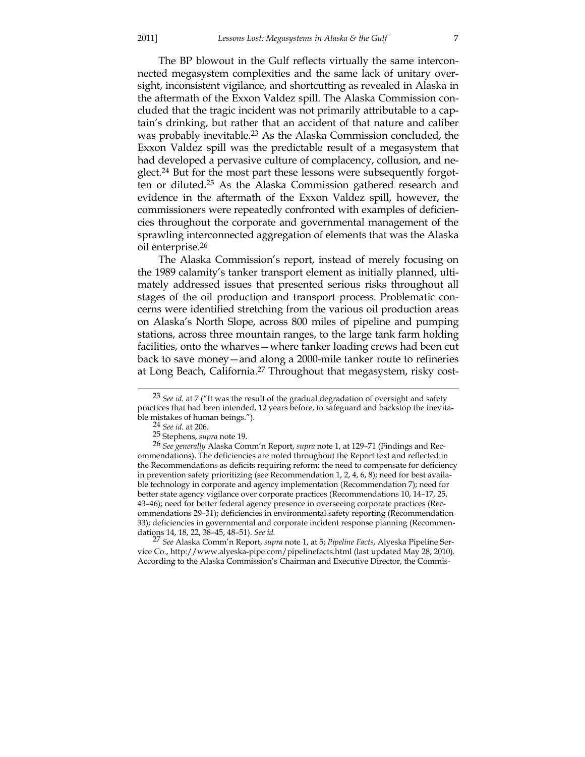The BP blowout in the Gulf reflects virtually the same interconnected megasystem complexities and the same lack of unitary oversight, inconsistent vigilance, and shortcutting as revealed in Alaska in the aftermath of the Exxon Valdez spill. The Alaska Commission concluded that the tragic incident was not primarily attributable to a captain's drinking, but rather that an accident of that nature and caliber was probably inevitable.[23] As the Alaska Commission concluded, the Exxon Valdez spill was the predictable result of a megasystem that had developed a pervasive culture of complacency, collusion, and neglect.[24] But for the most part these lessons were subsequently forgotten or diluted.[25] As the Alaska Commission gathered research and evidence in the aftermath of the Exxon Valdez spill, however, the commissioners were repeatedly confronted with examples of deficiencies throughout the corporate and governmental management of the sprawling interconnected aggregation of elements that was the Alaska oil enterprise.[26]

The Alaska Commission's report, instead of merely focusing on the 1989 calamity's tanker transport element as initially planned, ultimately addressed issues that presented serious risks throughout all stages of the oil production and transport process. Problematic concerns were identified stretching from the various oil production areas on Alaska's North Slope, across 800 miles of pipeline and pumping stations, across three mountain ranges, to the large tank farm holding facilities, onto the wharves—where tanker loading crews had been cut back to save money—and along a 2000-mile tanker route to refineries at Long Beach, California.[27] Throughout that megasystem, risky cost-

---

[23] *See id.* at 7 ("It was the result of the gradual degradation of oversight and safety practices that had been intended, 12 years before, to safeguard and backstop the inevitable mistakes of human beings.").

[24] *See id.* at 206.

[25] Stephens, *supra* note 19.

[26] *See generally* Alaska Comm'n Report, *supra* note 1, at 129–71 (Findings and Recommendations). The deficiencies are noted throughout the Report text and reflected in the Recommendations as deficits requiring reform: the need to compensate for deficiency in prevention safety prioritizing (see Recommendation 1, 2, 4, 6, 8); need for best available technology in corporate and agency implementation (Recommendation 7); need for better state agency vigilance over corporate practices (Recommendations 10, 14–17, 25, 43–46); need for better federal agency presence in overseeing corporate practices (Recommendations 29–31); deficiencies in environmental safety reporting (Recommendation 33); deficiencies in governmental and corporate incident response planning (Recommendations 14, 18, 22, 38–45, 48–51). *See id.*

[27] *See* Alaska Comm'n Report, *supra* note 1, at 5; *Pipeline Facts*, Alyeska Pipeline Service Co., http://www.alyeska-pipe.com/pipelinefacts.html (last updated May 28, 2010). According to the Alaska Commission's Chairman and Executive Director, the Commis-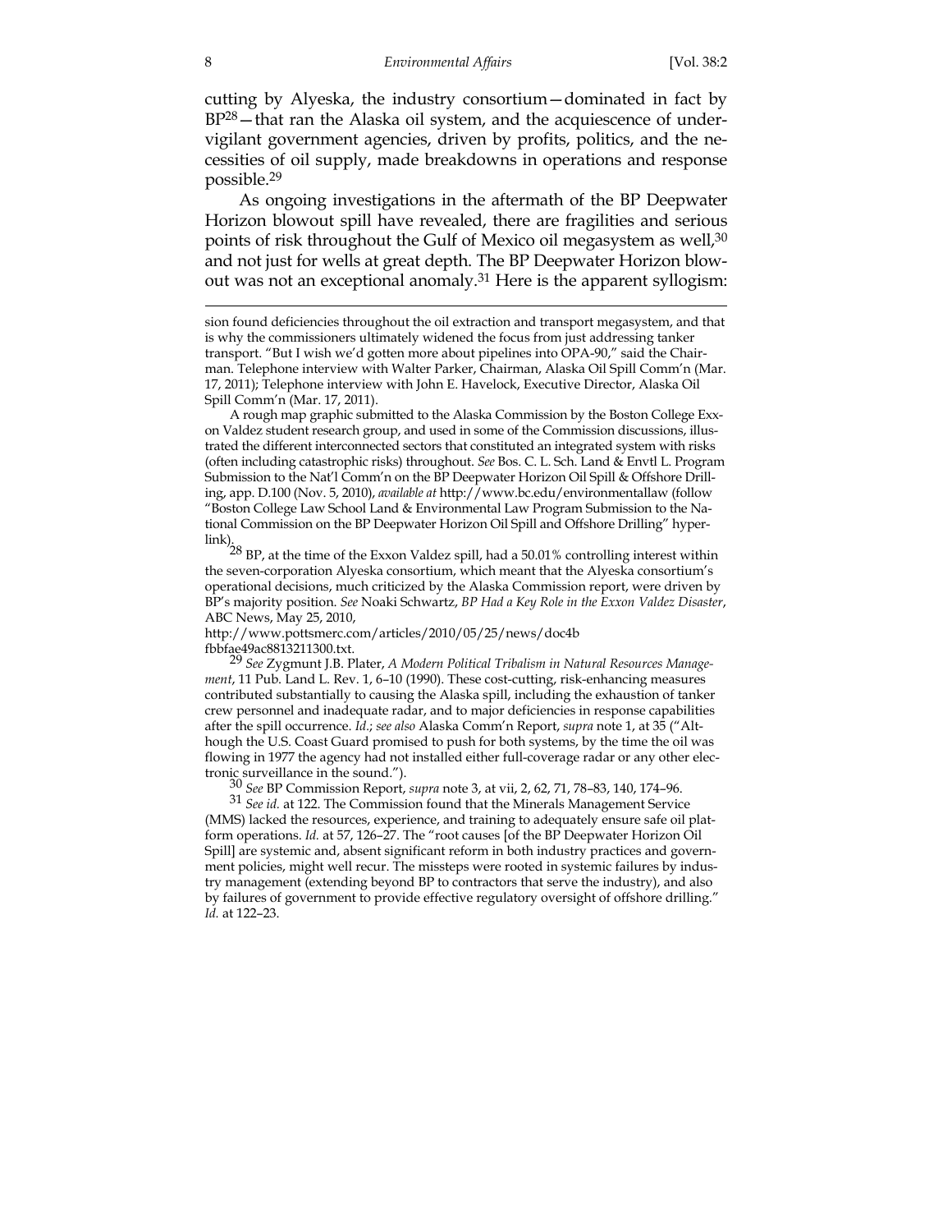cutting by Alyeska, the industry consortium—dominated in fact by BP[28]—that ran the Alaska oil system, and the acquiescence of under-vigilant government agencies, driven by profits, politics, and the necessities of oil supply, made breakdowns in operations and response possible.[29]

As ongoing investigations in the aftermath of the BP Deepwater Horizon blowout spill have revealed, there are fragilities and serious points of risk throughout the Gulf of Mexico oil megasystem as well,[30] and not just for wells at great depth. The BP Deepwater Horizon blowout was not an exceptional anomaly.[31] Here is the apparent syllogism:

---

sion found deficiencies throughout the oil extraction and transport megasystem, and that is why the commissioners ultimately widened the focus from just addressing tanker transport. "But I wish we'd gotten more about pipelines into OPA-90," said the Chairman. Telephone interview with Walter Parker, Chairman, Alaska Oil Spill Comm'n (Mar. 17, 2011); Telephone interview with John E. Havelock, Executive Director, Alaska Oil Spill Comm'n (Mar. 17, 2011).

A rough map graphic submitted to the Alaska Commission by the Boston College Exxon Valdez student research group, and used in some of the Commission discussions, illustrated the different interconnected sectors that constituted an integrated system with risks (often including catastrophic risks) throughout. *See* Bos. C. L. Sch. Land & Envtl L. Program Submission to the Nat'l Comm'n on the BP Deepwater Horizon Oil Spill & Offshore Drilling, app. D.100 (Nov. 5, 2010), *available at* http://www.bc.edu/environmentallaw (follow "Boston College Law School Land & Environmental Law Program Submission to the National Commission on the BP Deepwater Horizon Oil Spill and Offshore Drilling" hyperlink).

[28] BP, at the time of the Exxon Valdez spill, had a 50.01% controlling interest within the seven-corporation Alyeska consortium, which meant that the Alyeska consortium's operational decisions, much criticized by the Alaska Commission report, were driven by BP's majority position. *See* Noaki Schwartz, *BP Had a Key Role in the Exxon Valdez Disaster*, ABC News, May 25, 2010, http://www.pottsmerc.com/articles/2010/05/25/news/doc4b fbbfae49ac8813211300.txt.

[29] *See* Zygmunt J.B. Plater, *A Modern Political Tribalism in Natural Resources Management*, 11 Pub. Land L. Rev. 1, 6–10 (1990). These cost-cutting, risk-enhancing measures contributed substantially to causing the Alaska spill, including the exhaustion of tanker crew personnel and inadequate radar, and to major deficiencies in response capabilities after the spill occurrence. *Id.*; *see also* Alaska Comm'n Report, *supra* note 1, at 35 ("Although the U.S. Coast Guard promised to push for both systems, by the time the oil was flowing in 1977 the agency had not installed either full-coverage radar or any other electronic surveillance in the sound.").

[30] *See* BP Commission Report, *supra* note 3, at vii, 2, 62, 71, 78–83, 140, 174–96.

[31] *See id.* at 122. The Commission found that the Minerals Management Service (MMS) lacked the resources, experience, and training to adequately ensure safe oil platform operations. *Id.* at 57, 126–27. The "root causes [of the BP Deepwater Horizon Oil Spill] are systemic and, absent significant reform in both industry practices and government policies, might well recur. The missteps were rooted in systemic failures by industry management (extending beyond BP to contractors that serve the industry), and also by failures of government to provide effective regulatory oversight of offshore drilling." *Id.* at 122–23.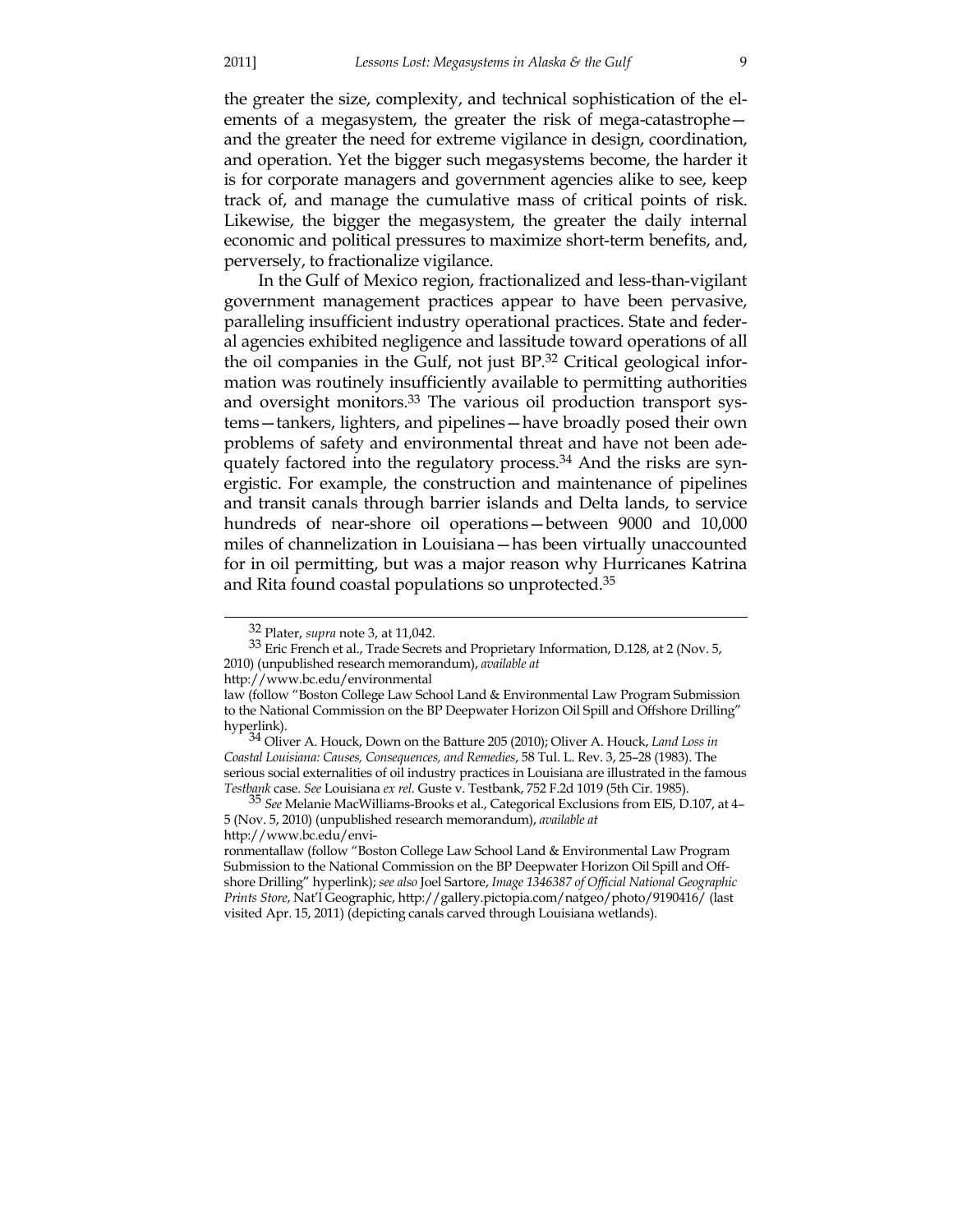the greater the size, complexity, and technical sophistication of the elements of a megasystem, the greater the risk of mega-catastrophe—and the greater the need for extreme vigilance in design, coordination, and operation. Yet the bigger such megasystems become, the harder it is for corporate managers and government agencies alike to see, keep track of, and manage the cumulative mass of critical points of risk. Likewise, the bigger the megasystem, the greater the daily internal economic and political pressures to maximize short-term benefits, and, perversely, to fractionalize vigilance.

In the Gulf of Mexico region, fractionalized and less-than-vigilant government management practices appear to have been pervasive, paralleling insufficient industry operational practices. State and federal agencies exhibited negligence and lassitude toward operations of all the oil companies in the Gulf, not just BP.[32] Critical geological information was routinely insufficiently available to permitting authorities and oversight monitors.[33] The various oil production transport systems—tankers, lighters, and pipelines—have broadly posed their own problems of safety and environmental threat and have not been adequately factored into the regulatory process.[34] And the risks are synergistic. For example, the construction and maintenance of pipelines and transit canals through barrier islands and Delta lands, to service hundreds of near-shore oil operations—between 9000 and 10,000 miles of channelization in Louisiana—has been virtually unaccounted for in oil permitting, but was a major reason why Hurricanes Katrina and Rita found coastal populations so unprotected.[35]

---

[32] Plater, *supra* note 3, at 11,042.

[33] Eric French et al., Trade Secrets and Proprietary Information, D.128, at 2 (Nov. 5, 2010) (unpublished research memorandum), *available at* http://www.bc.edu/environmentallaw (follow "Boston College Law School Land & Environmental Law Program Submission to the National Commission on the BP Deepwater Horizon Oil Spill and Offshore Drilling" hyperlink).

[34] Oliver A. Houck, Down on the Batture 205 (2010); Oliver A. Houck, *Land Loss in Coastal Louisiana: Causes, Consequences, and Remedies*, 58 Tul. L. Rev. 3, 25–28 (1983). The serious social externalities of oil industry practices in Louisiana are illustrated in the famous *Testbank* case. *See* Louisiana *ex rel.* Guste v. Testbank, 752 F.2d 1019 (5th Cir. 1985).

[35] *See* Melanie MacWilliams-Brooks et al., Categorical Exclusions from EIS, D.107, at 4–5 (Nov. 5, 2010) (unpublished research memorandum), *available at* http://www.bc.edu/environmentallaw (follow "Boston College Law School Land & Environmental Law Program Submission to the National Commission on the BP Deepwater Horizon Oil Spill and Offshore Drilling" hyperlink); *see also* Joel Sartore, *Image 1346387 of Official National Geographic Prints Store*, Nat'l Geographic, http://gallery.pictopia.com/natgeo/photo/9190416/ (last visited Apr. 15, 2011) (depicting canals carved through Louisiana wetlands).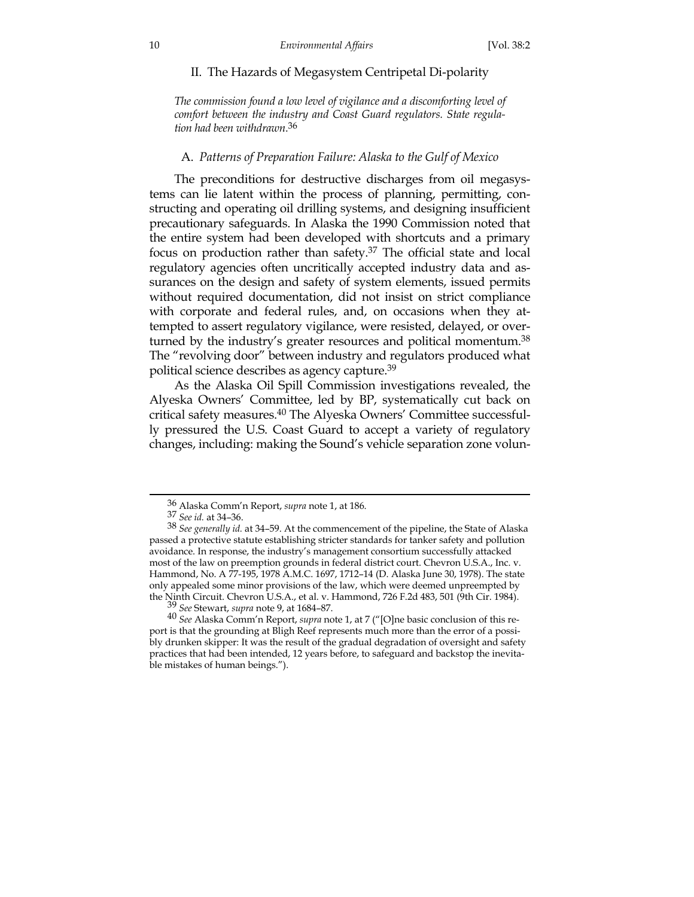## II. The Hazards of Megasystem Centripetal Di-polarity

*The commission found a low level of vigilance and a discomforting level of comfort between the industry and Coast Guard regulators. State regulation had been withdrawn.*[36]

### A. *Patterns of Preparation Failure: Alaska to the Gulf of Mexico*

The preconditions for destructive discharges from oil megasystems can lie latent within the process of planning, permitting, constructing and operating oil drilling systems, and designing insufficient precautionary safeguards. In Alaska the 1990 Commission noted that the entire system had been developed with shortcuts and a primary focus on production rather than safety.[37] The official state and local regulatory agencies often uncritically accepted industry data and assurances on the design and safety of system elements, issued permits without required documentation, did not insist on strict compliance with corporate and federal rules, and, on occasions when they attempted to assert regulatory vigilance, were resisted, delayed, or overturned by the industry's greater resources and political momentum.[38] The "revolving door" between industry and regulators produced what political science describes as agency capture.[39]

As the Alaska Oil Spill Commission investigations revealed, the Alyeska Owners' Committee, led by BP, systematically cut back on critical safety measures.[40] The Alyeska Owners' Committee successfully pressured the U.S. Coast Guard to accept a variety of regulatory changes, including: making the Sound's vehicle separation zone volun-

---

[36] Alaska Comm'n Report, *supra* note 1, at 186.

[37] *See id.* at 34–36.

[38] *See generally id.* at 34–59. At the commencement of the pipeline, the State of Alaska passed a protective statute establishing stricter standards for tanker safety and pollution avoidance. In response, the industry's management consortium successfully attacked most of the law on preemption grounds in federal district court. Chevron U.S.A., Inc. v. Hammond, No. A 77-195, 1978 A.M.C. 1697, 1712–14 (D. Alaska June 30, 1978). The state only appealed some minor provisions of the law, which were deemed unpreempted by the Ninth Circuit. Chevron U.S.A., et al. v. Hammond, 726 F.2d 483, 501 (9th Cir. 1984).

[39] *See* Stewart, *supra* note 9, at 1684–87.

[40] *See* Alaska Comm'n Report, *supra* note 1, at 7 ("[O]ne basic conclusion of this report is that the grounding at Bligh Reef represents much more than the error of a possibly drunken skipper: It was the result of the gradual degradation of oversight and safety practices that had been intended, 12 years before, to safeguard and backstop the inevitable mistakes of human beings.").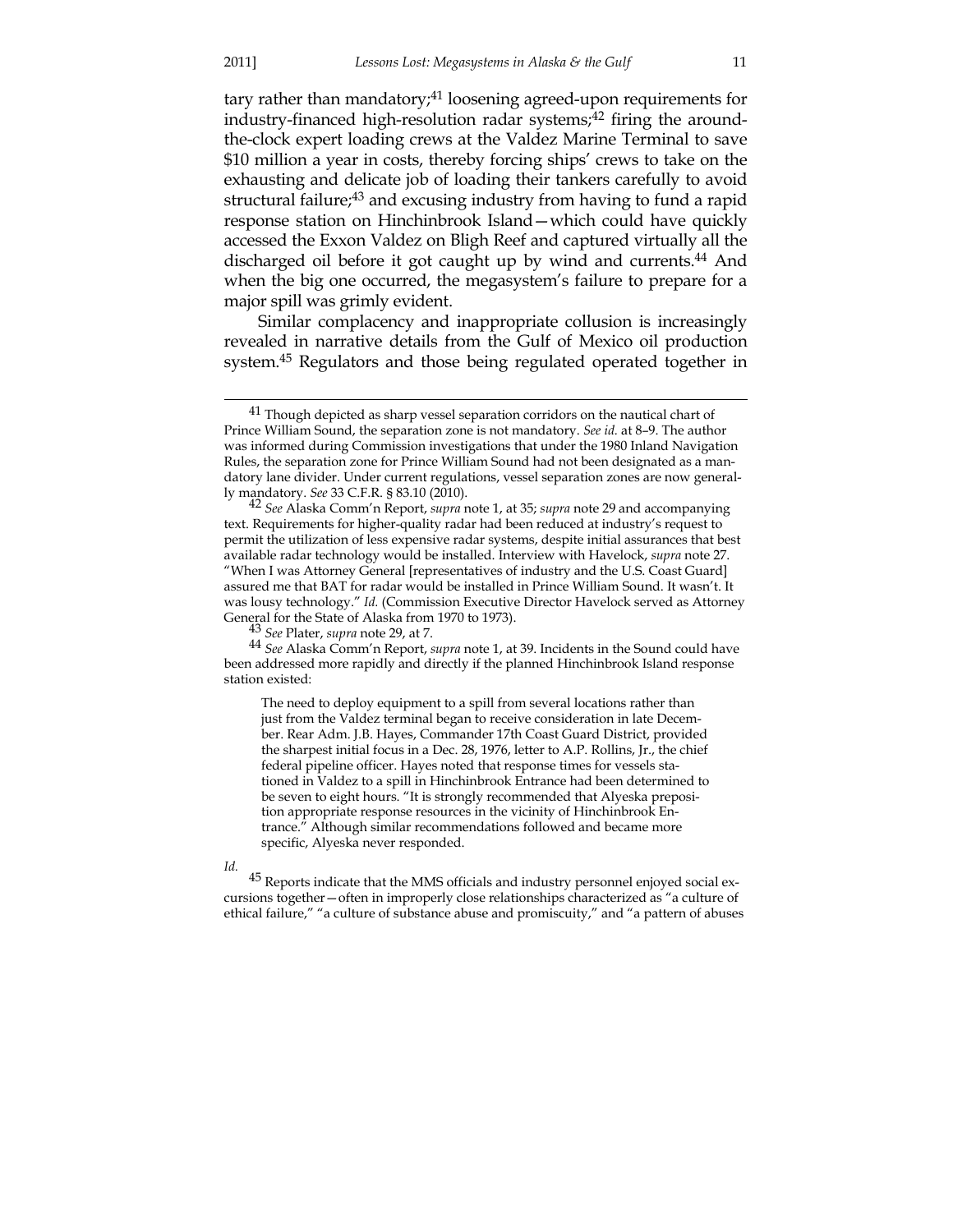tary rather than mandatory;[41] loosening agreed-upon requirements for industry-financed high-resolution radar systems;[42] firing the around-the-clock expert loading crews at the Valdez Marine Terminal to save $10 million a year in costs, thereby forcing ships' crews to take on the exhausting and delicate job of loading their tankers carefully to avoid structural failure;[43] and excusing industry from having to fund a rapid response station on Hinchinbrook Island—which could have quickly accessed the Exxon Valdez on Bligh Reef and captured virtually all the discharged oil before it got caught up by wind and currents.[44] And when the big one occurred, the megasystem's failure to prepare for a major spill was grimly evident.

Similar complacency and inappropriate collusion is increasingly revealed in narrative details from the Gulf of Mexico oil production system.[45] Regulators and those being regulated operated together in

---

[41] Though depicted as sharp vessel separation corridors on the nautical chart of Prince William Sound, the separation zone is not mandatory. *See id.* at 8–9. The author was informed during Commission investigations that under the 1980 Inland Navigation Rules, the separation zone for Prince William Sound had not been designated as a mandatory lane divider. Under current regulations, vessel separation zones are now generally mandatory. *See* 33 C.F.R. § 83.10 (2010).

[42] *See* Alaska Comm'n Report, *supra* note 1, at 35; *supra* note 29 and accompanying text. Requirements for higher-quality radar had been reduced at industry's request to permit the utilization of less expensive radar systems, despite initial assurances that best available radar technology would be installed. Interview with Havelock, *supra* note 27. "When I was Attorney General [representatives of industry and the U.S. Coast Guard] assured me that BAT for radar would be installed in Prince William Sound. It wasn't. It was lousy technology." *Id.* (Commission Executive Director Havelock served as Attorney General for the State of Alaska from 1970 to 1973).

[43] *See* Plater, *supra* note 29, at 7.

[44] *See* Alaska Comm'n Report, *supra* note 1, at 39. Incidents in the Sound could have been addressed more rapidly and directly if the planned Hinchinbrook Island response station existed:

> The need to deploy equipment to a spill from several locations rather than just from the Valdez terminal began to receive consideration in late December. Rear Adm. J.B. Hayes, Commander 17th Coast Guard District, provided the sharpest initial focus in a Dec. 28, 1976, letter to A.P. Rollins, Jr., the chief federal pipeline officer. Hayes noted that response times for vessels stationed in Valdez to a spill in Hinchinbrook Entrance had been determined to be seven to eight hours. "It is strongly recommended that Alyeska preposition appropriate response resources in the vicinity of Hinchinbrook Entrance." Although similar recommendations followed and became more specific, Alyeska never responded.

*Id.*

[45] Reports indicate that the MMS officials and industry personnel enjoyed social excursions together—often in improperly close relationships characterized as "a culture of ethical failure," "a culture of substance abuse and promiscuity," and "a pattern of abuses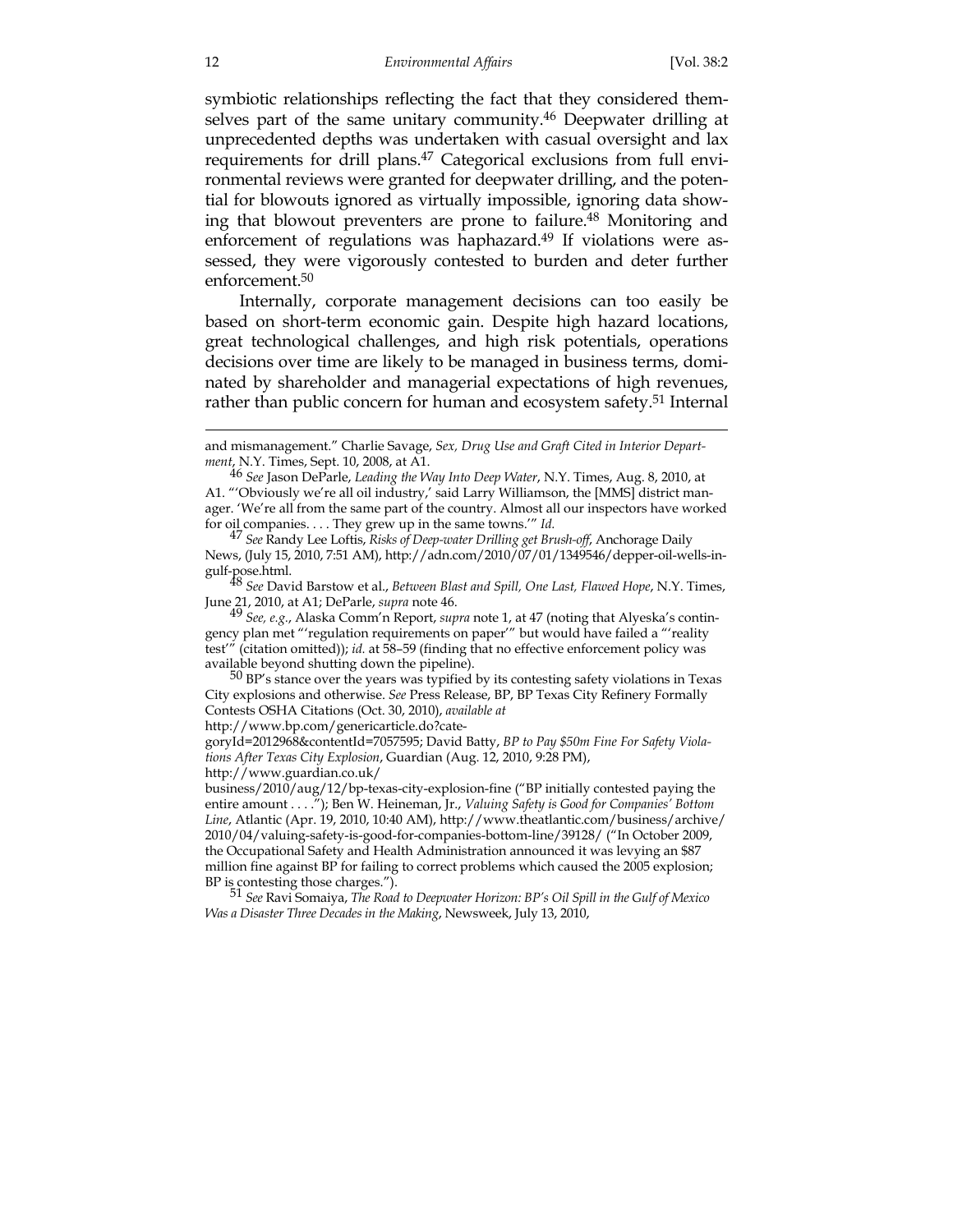symbiotic relationships reflecting the fact that they considered themselves part of the same unitary community.[46] Deepwater drilling at unprecedented depths was undertaken with casual oversight and lax requirements for drill plans.[47] Categorical exclusions from full environmental reviews were granted for deepwater drilling, and the potential for blowouts ignored as virtually impossible, ignoring data showing that blowout preventers are prone to failure.[48] Monitoring and enforcement of regulations was haphazard.[49] If violations were assessed, they were vigorously contested to burden and deter further enforcement.[50]

Internally, corporate management decisions can too easily be based on short-term economic gain. Despite high hazard locations, great technological challenges, and high risk potentials, operations decisions over time are likely to be managed in business terms, dominated by shareholder and managerial expectations of high revenues, rather than public concern for human and ecosystem safety.[51] Internal

---

and mismanagement." Charlie Savage, *Sex, Drug Use and Graft Cited in Interior Department*, N.Y. Times, Sept. 10, 2008, at A1.

[46] *See* Jason DeParle, *Leading the Way Into Deep Water*, N.Y. Times, Aug. 8, 2010, at A1. "'Obviously we're all oil industry,' said Larry Williamson, the [MMS] district manager. 'We're all from the same part of the country. Almost all our inspectors have worked for oil companies. . . . They grew up in the same towns.'" *Id.*

[47] *See* Randy Lee Loftis, *Risks of Deep-water Drilling get Brush-off*, Anchorage Daily News, (July 15, 2010, 7:51 AM), http://adn.com/2010/07/01/1349546/depper-oil-wells-in-gulf-pose.html.

[48] *See* David Barstow et al., *Between Blast and Spill, One Last, Flawed Hope*, N.Y. Times, June 21, 2010, at A1; DeParle, *supra* note 46.

[49] *See, e.g.*, Alaska Comm'n Report, *supra* note 1, at 47 (noting that Alyeska's contingency plan met "'regulation requirements on paper'" but would have failed a "'reality test'" (citation omitted)); *id.* at 58–59 (finding that no effective enforcement policy was available beyond shutting down the pipeline).

[50] BP's stance over the years was typified by its contesting safety violations in Texas City explosions and otherwise. *See* Press Release, BP, BP Texas City Refinery Formally Contests OSHA Citations (Oct. 30, 2010), *available at* http://www.bp.com/genericarticle.do?categoryId=2012968&contentId=7057595; David Batty, *BP to Pay $50m Fine For Safety Violations After Texas City Explosion*, Guardian (Aug. 12, 2010, 9:28 PM), http://www.guardian.co.uk/business/2010/aug/12/bp-texas-city-explosion-fine ("BP initially contested paying the entire amount . . . ."); Ben W. Heineman, Jr., *Valuing Safety is Good for Companies' Bottom Line*, Atlantic (Apr. 19, 2010, 10:40 AM), http://www.theatlantic.com/business/archive/2010/04/valuing-safety-is-good-for-companies-bottom-line/39128/ ("In October 2009, the Occupational Safety and Health Administration announced it was levying an $87 million fine against BP for failing to correct problems which caused the 2005 explosion; BP is contesting those charges.").

[51] *See* Ravi Somaiya, *The Road to Deepwater Horizon: BP's Oil Spill in the Gulf of Mexico Was a Disaster Three Decades in the Making*, Newsweek, July 13, 2010,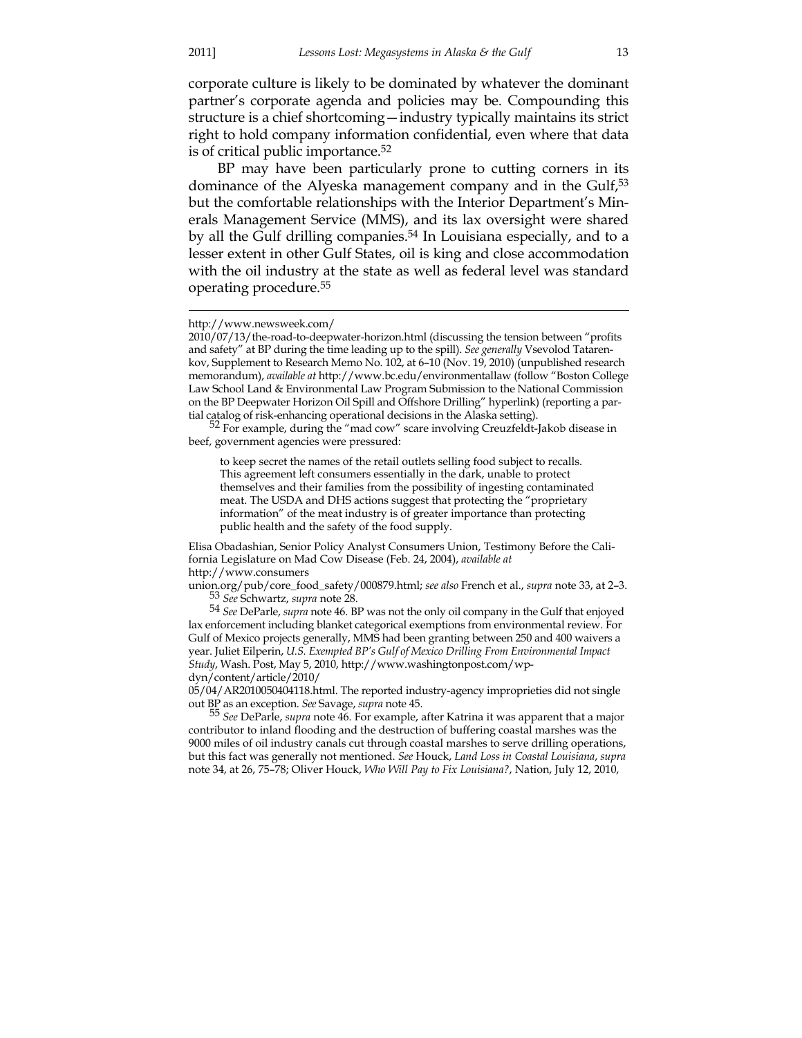corporate culture is likely to be dominated by whatever the dominant partner's corporate agenda and policies may be. Compounding this structure is a chief shortcoming—industry typically maintains its strict right to hold company information confidential, even where that data is of critical public importance.[52]

BP may have been particularly prone to cutting corners in its dominance of the Alyeska management company and in the Gulf,[53] but the comfortable relationships with the Interior Department's Minerals Management Service (MMS), and its lax oversight were shared by all the Gulf drilling companies.[54] In Louisiana especially, and to a lesser extent in other Gulf States, oil is king and close accommodation with the oil industry at the state as well as federal level was standard operating procedure.[55]

---

http://www.newsweek.com/2010/07/13/the-road-to-deepwater-horizon.html (discussing the tension between "profits and safety" at BP during the time leading up to the spill). *See generally* Vsevolod Tatarenkov, Supplement to Research Memo No. 102, at 6–10 (Nov. 19, 2010) (unpublished research memorandum), *available at* http://www.bc.edu/environmentallaw (follow "Boston College Law School Land & Environmental Law Program Submission to the National Commission on the BP Deepwater Horizon Oil Spill and Offshore Drilling" hyperlink) (reporting a partial catalog of risk-enhancing operational decisions in the Alaska setting).

[52] For example, during the "mad cow" scare involving Creuzfeldt-Jakob disease in beef, government agencies were pressured:

> to keep secret the names of the retail outlets selling food subject to recalls. This agreement left consumers essentially in the dark, unable to protect themselves and their families from the possibility of ingesting contaminated meat. The USDA and DHS actions suggest that protecting the "proprietary information" of the meat industry is of greater importance than protecting public health and the safety of the food supply.

Elisa Obadashian, Senior Policy Analyst Consumers Union, Testimony Before the California Legislature on Mad Cow Disease (Feb. 24, 2004), *available at* http://www.consumersunion.org/pub/core_food_safety/000879.html; *see also* French et al., *supra* note 33, at 2–3.

[53] *See* Schwartz, *supra* note 28.

[54] *See* DeParle, *supra* note 46. BP was not the only oil company in the Gulf that enjoyed lax enforcement including blanket categorical exemptions from environmental review. For Gulf of Mexico projects generally, MMS had been granting between 250 and 400 waivers a year. Juliet Eilperin, *U.S. Exempted BP's Gulf of Mexico Drilling From Environmental Impact Study*, Wash. Post, May 5, 2010, http://www.washingtonpost.com/wp-dyn/content/article/2010/05/04/AR2010050404118.html. The reported industry-agency improprieties did not single out BP as an exception. *See* Savage, *supra* note 45.

[55] *See* DeParle, *supra* note 46. For example, after Katrina it was apparent that a major contributor to inland flooding and the destruction of buffering coastal marshes was the 9000 miles of oil industry canals cut through coastal marshes to serve drilling operations, but this fact was generally not mentioned. *See* Houck, *Land Loss in Coastal Louisiana*, *supra* note 34, at 26, 75–78; Oliver Houck, *Who Will Pay to Fix Louisiana?*, Nation, July 12, 2010,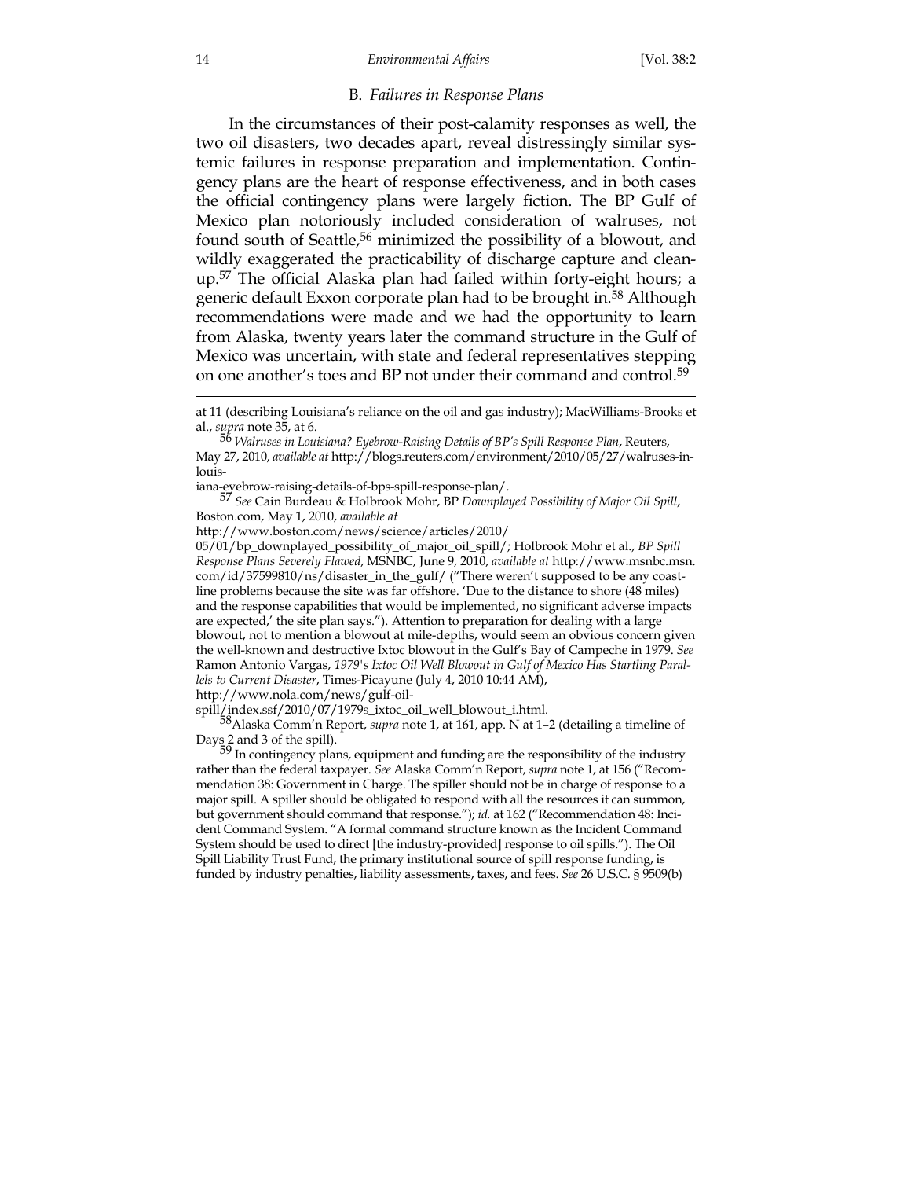### B. *Failures in Response Plans*

In the circumstances of their post-calamity responses as well, the two oil disasters, two decades apart, reveal distressingly similar systemic failures in response preparation and implementation. Contingency plans are the heart of response effectiveness, and in both cases the official contingency plans were largely fiction. The BP Gulf of Mexico plan notoriously included consideration of walruses, not found south of Seattle,[56] minimized the possibility of a blowout, and wildly exaggerated the practicability of discharge capture and cleanup.[57] The official Alaska plan had failed within forty-eight hours; a generic default Exxon corporate plan had to be brought in.[58] Although recommendations were made and we had the opportunity to learn from Alaska, twenty years later the command structure in the Gulf of Mexico was uncertain, with state and federal representatives stepping on one another's toes and BP not under their command and control.[59]

---

at 11 (describing Louisiana's reliance on the oil and gas industry); MacWilliams-Brooks et al., *supra* note 35, at 6.

[56] *Walruses in Louisiana? Eyebrow-Raising Details of BP's Spill Response Plan*, Reuters, May 27, 2010, *available at* http://blogs.reuters.com/environment/2010/05/27/walruses-in-louisiana-eyebrow-raising-details-of-bps-spill-response-plan/.

[57] *See* Cain Burdeau & Holbrook Mohr, BP *Downplayed Possibility of Major Oil Spill*, Boston.com, May 1, 2010, *available at* http://www.boston.com/news/science/articles/2010/05/01/bp_downplayed_possibility_of_major_oil_spill/; Holbrook Mohr et al., *BP Spill Response Plans Severely Flawed*, MSNBC, June 9, 2010, *available at* http://www.msnbc.msn.com/id/37599810/ns/disaster_in_the_gulf/ ("There weren't supposed to be any coastline problems because the site was far offshore. 'Due to the distance to shore (48 miles) and the response capabilities that would be implemented, no significant adverse impacts are expected,' the site plan says."). Attention to preparation for dealing with a large blowout, not to mention a blowout at mile-depths, would seem an obvious concern given the well-known and destructive Ixtoc blowout in the Gulf's Bay of Campeche in 1979. *See* Ramon Antonio Vargas, *1979's Ixtoc Oil Well Blowout in Gulf of Mexico Has Startling Parallels to Current Disaster*, Times-Picayune (July 4, 2010 10:44 AM), http://www.nola.com/news/gulf-oil-spill/index.ssf/2010/07/1979s_ixtoc_oil_well_blowout_i.html.

[58] Alaska Comm'n Report, *supra* note 1, at 161, app. N at 1–2 (detailing a timeline of Days 2 and 3 of the spill).

[59] In contingency plans, equipment and funding are the responsibility of the industry rather than the federal taxpayer. *See* Alaska Comm'n Report, *supra* note 1, at 156 ("Recommendation 38: Government in Charge. The spiller should not be in charge of response to a major spill. A spiller should be obligated to respond with all the resources it can summon, but government should command that response."); *id.* at 162 ("Recommendation 48: Incident Command System. "A formal command structure known as the Incident Command System should be used to direct [the industry-provided] response to oil spills."). The Oil Spill Liability Trust Fund, the primary institutional source of spill response funding, is funded by industry penalties, liability assessments, taxes, and fees. *See* 26 U.S.C. § 9509(b)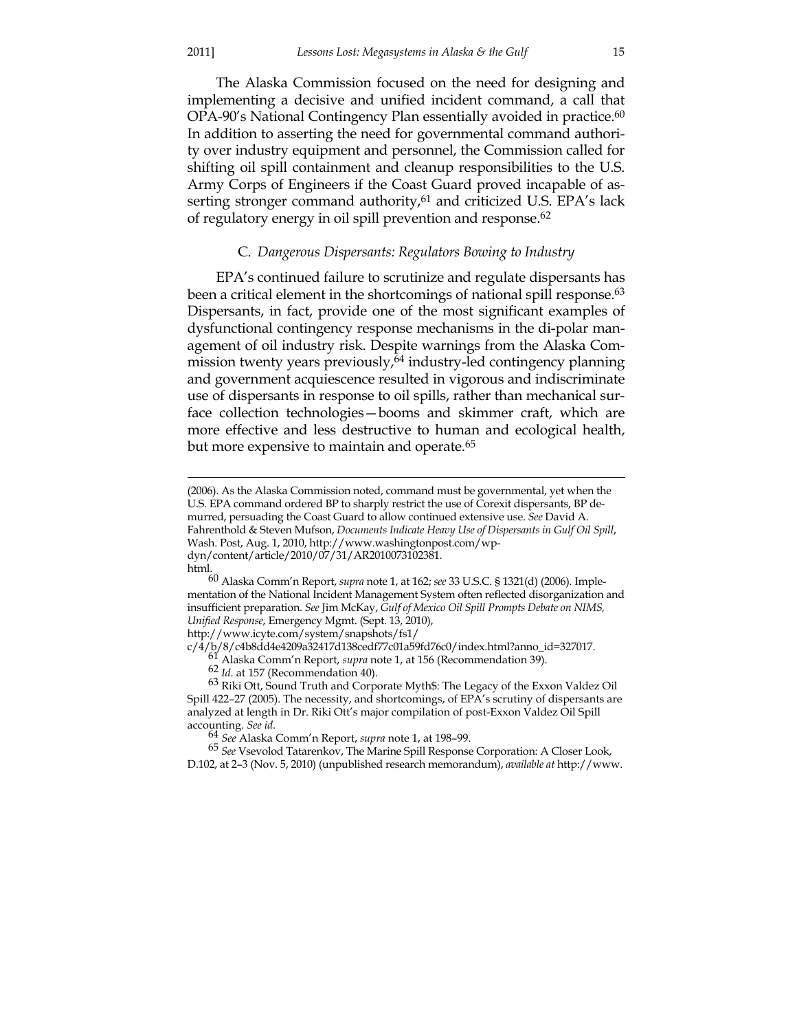The Alaska Commission focused on the need for designing and implementing a decisive and unified incident command, a call that OPA-90's National Contingency Plan essentially avoided in practice.[60] In addition to asserting the need for governmental command authority over industry equipment and personnel, the Commission called for shifting oil spill containment and cleanup responsibilities to the U.S. Army Corps of Engineers if the Coast Guard proved incapable of asserting stronger command authority,[61] and criticized U.S. EPA's lack of regulatory energy in oil spill prevention and response.[62]

### C. *Dangerous Dispersants: Regulators Bowing to Industry*

EPA's continued failure to scrutinize and regulate dispersants has been a critical element in the shortcomings of national spill response.[63] Dispersants, in fact, provide one of the most significant examples of dysfunctional contingency response mechanisms in the di-polar management of oil industry risk. Despite warnings from the Alaska Commission twenty years previously,[64] industry-led contingency planning and government acquiescence resulted in vigorous and indiscriminate use of dispersants in response to oil spills, rather than mechanical surface collection technologies—booms and skimmer craft, which are more effective and less destructive to human and ecological health, but more expensive to maintain and operate.[65]

---

(2006). As the Alaska Commission noted, command must be governmental, yet when the U.S. EPA command ordered BP to sharply restrict the use of Corexit dispersants, BP demurred, persuading the Coast Guard to allow continued extensive use. *See* David A. Fahrenthold & Steven Mufson, *Documents Indicate Heavy Use of Dispersants in Gulf Oil Spill*, Wash. Post, Aug. 1, 2010, http://www.washingtonpost.com/wp-dyn/content/article/2010/07/31/AR2010073102381.html.

[60] Alaska Comm'n Report, *supra* note 1, at 162; *see* 33 U.S.C. § 1321(d) (2006). Implementation of the National Incident Management System often reflected disorganization and insufficient preparation. *See* Jim McKay, *Gulf of Mexico Oil Spill Prompts Debate on NIMS, Unified Response*, Emergency Mgmt. (Sept. 13, 2010), http://www.icyte.com/system/snapshots/fs1/c/4/b/8/c4b8dd4e4209a32417d138cedf77c01a59fd76c0/index.html?anno_id=327017.

[61] Alaska Comm'n Report, *supra* note 1, at 156 (Recommendation 39).

[62] *Id.* at 157 (Recommendation 40).

[63] Riki Ott, Sound Truth and Corporate Myth$: The Legacy of the Exxon Valdez Oil Spill 422–27 (2005). The necessity, and shortcomings, of EPA's scrutiny of dispersants are analyzed at length in Dr. Riki Ott's major compilation of post-Exxon Valdez Oil Spill accounting. *See id.*

[64] *See* Alaska Comm'n Report, *supra* note 1, at 198–99.

[65] *See* Vsevolod Tatarenkov, The Marine Spill Response Corporation: A Closer Look, D.102, at 2–3 (Nov. 5, 2010) (unpublished research memorandum), *available at* http://www.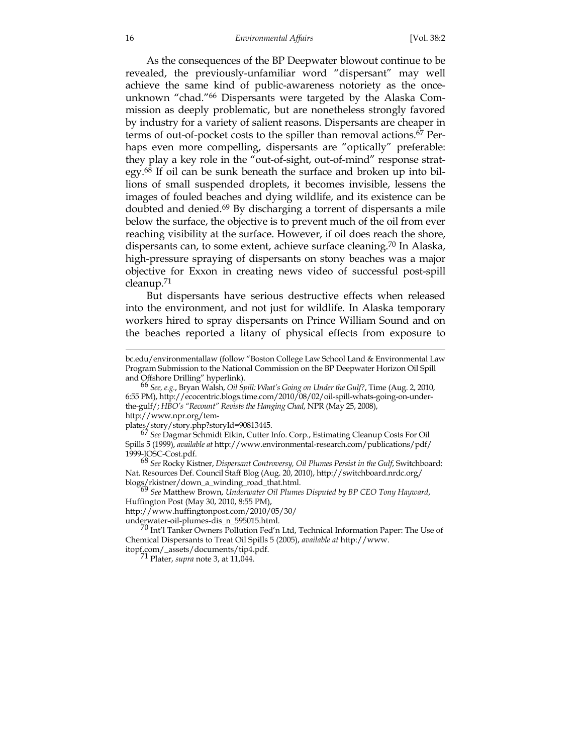As the consequences of the BP Deepwater blowout continue to be revealed, the previously-unfamiliar word "dispersant" may well achieve the same kind of public-awareness notoriety as the once-unknown "chad."[66] Dispersants were targeted by the Alaska Commission as deeply problematic, but are nonetheless strongly favored by industry for a variety of salient reasons. Dispersants are cheaper in terms of out-of-pocket costs to the spiller than removal actions.[67] Perhaps even more compelling, dispersants are "optically" preferable: they play a key role in the "out-of-sight, out-of-mind" response strategy.[68] If oil can be sunk beneath the surface and broken up into billions of small suspended droplets, it becomes invisible, lessens the images of fouled beaches and dying wildlife, and its existence can be doubted and denied.[69] By discharging a torrent of dispersants a mile below the surface, the objective is to prevent much of the oil from ever reaching visibility at the surface. However, if oil does reach the shore, dispersants can, to some extent, achieve surface cleaning.[70] In Alaska, high-pressure spraying of dispersants on stony beaches was a major objective for Exxon in creating news video of successful post-spill cleanup.[71]

But dispersants have serious destructive effects when released into the environment, and not just for wildlife. In Alaska temporary workers hired to spray dispersants on Prince William Sound and on the beaches reported a litany of physical effects from exposure to

---

bc.edu/environmentallaw (follow "Boston College Law School Land & Environmental Law Program Submission to the National Commission on the BP Deepwater Horizon Oil Spill and Offshore Drilling" hyperlink).

[66] *See, e.g.*, Bryan Walsh, *Oil Spill: What's Going on Under the Gulf?*, Time (Aug. 2, 2010, 6:55 PM), http://ecocentric.blogs.time.com/2010/08/02/oil-spill-whats-going-on-under-the-gulf/; *HBO's "Recount" Revists the Hanging Chad*, NPR (May 25, 2008), http://www.npr.org/templates/story/story.php?storyId=90813445.

[67] *See* Dagmar Schmidt Etkin, Cutter Info. Corp., Estimating Cleanup Costs For Oil Spills 5 (1999), *available at* http://www.environmental-research.com/publications/pdf/1999-IOSC-Cost.pdf.

[68] *See* Rocky Kistner, *Dispersant Controversy, Oil Plumes Persist in the Gulf*, Switchboard: Nat. Resources Def. Council Staff Blog (Aug. 20, 2010), http://switchboard.nrdc.org/blogs/rkistner/down_a_winding_road_that.html.

[69] *See* Matthew Brown, *Underwater Oil Plumes Disputed by BP CEO Tony Hayward*, Huffington Post (May 30, 2010, 8:55 PM), http://www.huffingtonpost.com/2010/05/30/underwater-oil-plumes-dis_n_595015.html.

[70] Int'l Tanker Owners Pollution Fed'n Ltd, Technical Information Paper: The Use of Chemical Dispersants to Treat Oil Spills 5 (2005), *available at* http://www.itopf.com/_assets/documents/tip4.pdf.

[71] Plater, *supra* note 3, at 11,044.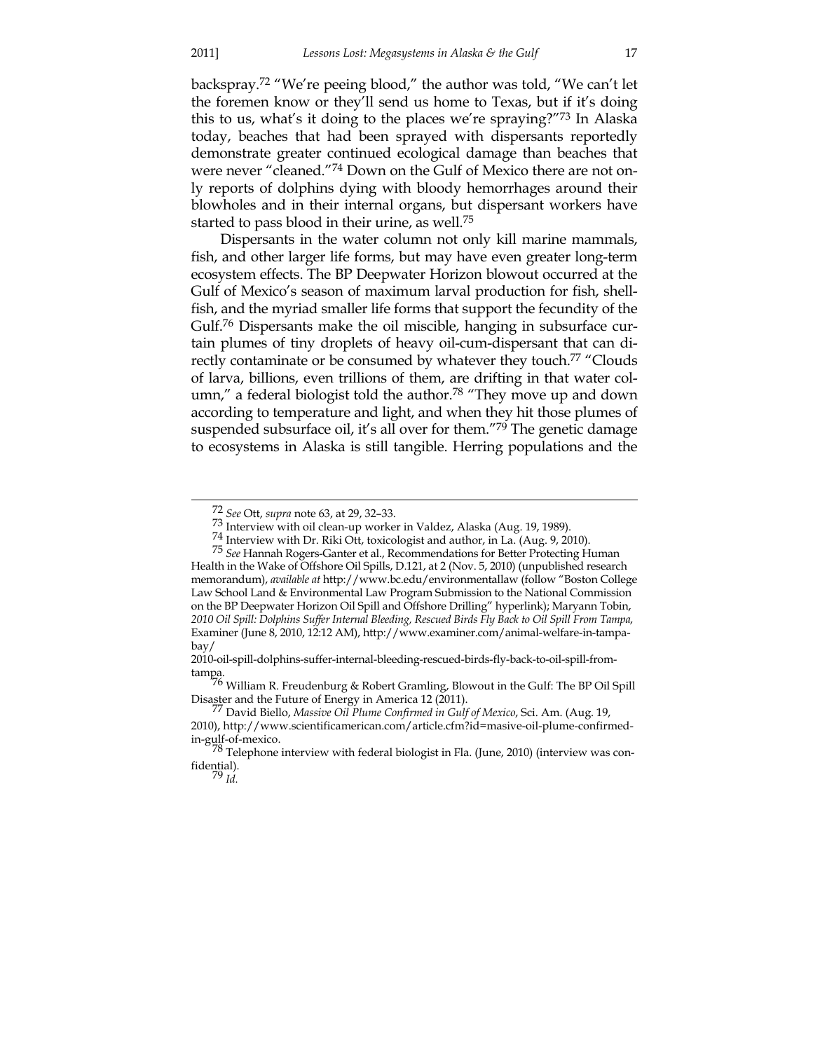backspray.[72] "We're peeing blood," the author was told, "We can't let the foremen know or they'll send us home to Texas, but if it's doing this to us, what's it doing to the places we're spraying?"[73] In Alaska today, beaches that had been sprayed with dispersants reportedly demonstrate greater continued ecological damage than beaches that were never "cleaned."[74] Down on the Gulf of Mexico there are not only reports of dolphins dying with bloody hemorrhages around their blowholes and in their internal organs, but dispersant workers have started to pass blood in their urine, as well.[75]

Dispersants in the water column not only kill marine mammals, fish, and other larger life forms, but may have even greater long-term ecosystem effects. The BP Deepwater Horizon blowout occurred at the Gulf of Mexico's season of maximum larval production for fish, shellfish, and the myriad smaller life forms that support the fecundity of the Gulf.[76] Dispersants make the oil miscible, hanging in subsurface curtain plumes of tiny droplets of heavy oil-cum-dispersant that can directly contaminate or be consumed by whatever they touch.[77] "Clouds of larva, billions, even trillions of them, are drifting in that water column," a federal biologist told the author.[78] "They move up and down according to temperature and light, and when they hit those plumes of suspended subsurface oil, it's all over for them."[79] The genetic damage to ecosystems in Alaska is still tangible. Herring populations and the

---

[72] *See* Ott, *supra* note 63, at 29, 32–33.

[73] Interview with oil clean-up worker in Valdez, Alaska (Aug. 19, 1989).

[74] Interview with Dr. Riki Ott, toxicologist and author, in La. (Aug. 9, 2010).

[75] *See* Hannah Rogers-Ganter et al., Recommendations for Better Protecting Human Health in the Wake of Offshore Oil Spills, D.121, at 2 (Nov. 5, 2010) (unpublished research memorandum), *available at* http://www.bc.edu/environmentallaw (follow "Boston College Law School Land & Environmental Law Program Submission to the National Commission on the BP Deepwater Horizon Oil Spill and Offshore Drilling" hyperlink); Maryann Tobin, *2010 Oil Spill: Dolphins Suffer Internal Bleeding, Rescued Birds Fly Back to Oil Spill From Tampa*, Examiner (June 8, 2010, 12:12 AM), http://www.examiner.com/animal-welfare-in-tampa-bay/2010-oil-spill-dolphins-suffer-internal-bleeding-rescued-birds-fly-back-to-oil-spill-from-tampa.

[76] William R. Freudenburg & Robert Gramling, Blowout in the Gulf: The BP Oil Spill Disaster and the Future of Energy in America 12 (2011).

[77] David Biello, *Massive Oil Plume Confirmed in Gulf of Mexico*, Sci. Am. (Aug. 19, 2010), http://www.scientificamerican.com/article.cfm?id=masive-oil-plume-confirmed-in-gulf-of-mexico.

[78] Telephone interview with federal biologist in Fla. (June, 2010) (interview was confidential).

[79] *Id.*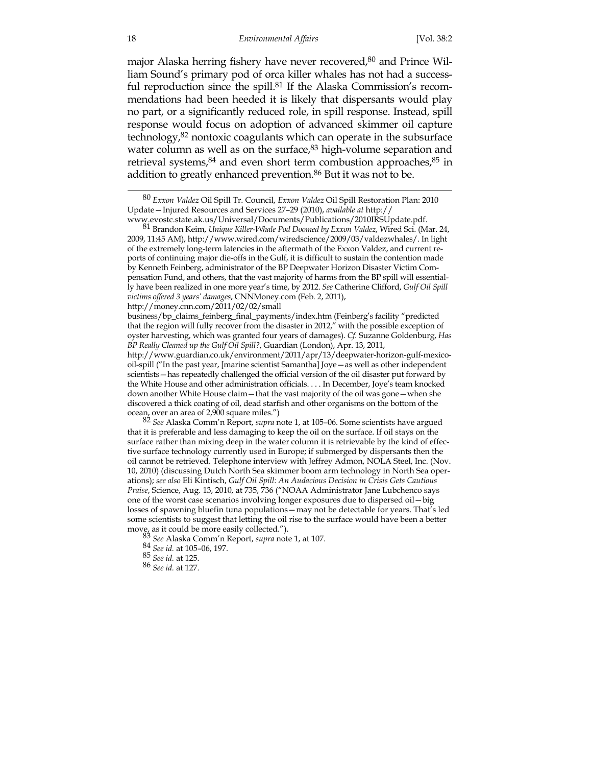major Alaska herring fishery have never recovered,[80] and Prince William Sound's primary pod of orca killer whales has not had a successful reproduction since the spill.[81] If the Alaska Commission's recommendations had been heeded it is likely that dispersants would play no part, or a significantly reduced role, in spill response. Instead, spill response would focus on adoption of advanced skimmer oil capture technology,[82] nontoxic coagulants which can operate in the subsurface water column as well as on the surface,[83] high-volume separation and retrieval systems,[84] and even short term combustion approaches,[85] in addition to greatly enhanced prevention.[86] But it was not to be.

---

[80] *Exxon Valdez* Oil Spill Tr. Council, *Exxon Valdez* Oil Spill Restoration Plan: 2010 Update—Injured Resources and Services 27–29 (2010), *available at* http://www.evostc.state.ak.us/Universal/Documents/Publications/2010IRSUpdate.pdf.

[81] Brandon Keim, *Unique Killer-Whale Pod Doomed by Exxon Valdez*, Wired Sci. (Mar. 24, 2009, 11:45 AM), http://www.wired.com/wiredscience/2009/03/valdezwhales/. In light of the extremely long-term latencies in the aftermath of the Exxon Valdez, and current reports of continuing major die-offs in the Gulf, it is difficult to sustain the contention made by Kenneth Feinberg, administrator of the BP Deepwater Horizon Disaster Victim Compensation Fund, and others, that the vast majority of harms from the BP spill will essentially have been realized in one more year's time, by 2012. *See* Catherine Clifford, *Gulf Oil Spill victims offered 3 years' damages*, CNNMoney.com (Feb. 2, 2011), http://money.cnn.com/2011/02/02/small business/bp_claims_feinberg_final_payments/index.htm (Feinberg's facility "predicted that the region will fully recover from the disaster in 2012," with the possible exception of oyster harvesting, which was granted four years of damages). *Cf.* Suzanne Goldenburg, *Has BP Really Cleaned up the Gulf Oil Spill?*, Guardian (London), Apr. 13, 2011, http://www.guardian.co.uk/environment/2011/apr/13/deepwater-horizon-gulf-mexico-oil-spill ("In the past year, [marine scientist Samantha] Joye—as well as other independent scientists—has repeatedly challenged the official version of the oil disaster put forward by the White House and other administration officials. . . . In December, Joye's team knocked down another White House claim—that the vast majority of the oil was gone—when she discovered a thick coating of oil, dead starfish and other organisms on the bottom of the ocean, over an area of 2,900 square miles.")

[82] *See* Alaska Comm'n Report, *supra* note 1, at 105–06. Some scientists have argued that it is preferable and less damaging to keep the oil on the surface. If oil stays on the surface rather than mixing deep in the water column it is retrievable by the kind of effective surface technology currently used in Europe; if submerged by dispersants then the oil cannot be retrieved. Telephone interview with Jeffrey Admon, NOLA Steel, Inc. (Nov. 10, 2010) (discussing Dutch North Sea skimmer boom arm technology in North Sea operations); *see also* Eli Kintisch, *Gulf Oil Spill: An Audacious Decision in Crisis Gets Cautious Praise*, Science, Aug. 13, 2010, at 735, 736 ("NOAA Administrator Jane Lubchenco says one of the worst case scenarios involving longer exposures due to dispersed oil—big losses of spawning bluefin tuna populations—may not be detectable for years. That's led some scientists to suggest that letting the oil rise to the surface would have been a better move, as it could be more easily collected.").

[83] *See* Alaska Comm'n Report, *supra* note 1, at 107.

[84] *See id.* at 105–06, 197.

[85] *See id.* at 125.

[86] *See id.* at 127.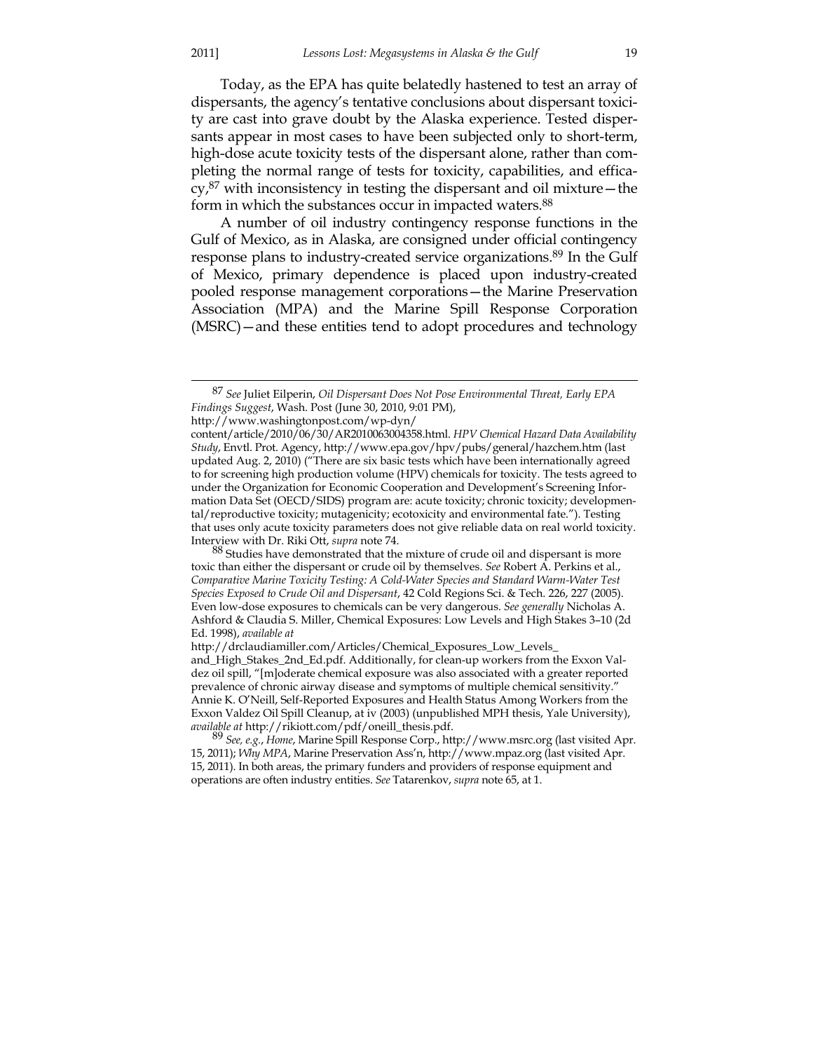Today, as the EPA has quite belatedly hastened to test an array of dispersants, the agency's tentative conclusions about dispersant toxicity are cast into grave doubt by the Alaska experience. Tested dispersants appear in most cases to have been subjected only to short-term, high-dose acute toxicity tests of the dispersant alone, rather than completing the normal range of tests for toxicity, capabilities, and efficacy,[87] with inconsistency in testing the dispersant and oil mixture—the form in which the substances occur in impacted waters.[88]

A number of oil industry contingency response functions in the Gulf of Mexico, as in Alaska, are consigned under official contingency response plans to industry-created service organizations.[89] In the Gulf of Mexico, primary dependence is placed upon industry-created pooled response management corporations—the Marine Preservation Association (MPA) and the Marine Spill Response Corporation (MSRC)—and these entities tend to adopt procedures and technology

---

[87] *See* Juliet Eilperin, *Oil Dispersant Does Not Pose Environmental Threat, Early EPA Findings Suggest*, Wash. Post (June 30, 2010, 9:01 PM), http://www.washingtonpost.com/wp-dyn/content/article/2010/06/30/AR2010063004358.html. *HPV Chemical Hazard Data Availability Study*, Envtl. Prot. Agency, http://www.epa.gov/hpv/pubs/general/hazchem.htm (last updated Aug. 2, 2010) ("There are six basic tests which have been internationally agreed to for screening high production volume (HPV) chemicals for toxicity. The tests agreed to under the Organization for Economic Cooperation and Development's Screening Information Data Set (OECD/SIDS) program are: acute toxicity; chronic toxicity; developmental/reproductive toxicity; mutagenicity; ecotoxicity and environmental fate."). Testing that uses only acute toxicity parameters does not give reliable data on real world toxicity. Interview with Dr. Riki Ott, *supra* note 74.

[88] Studies have demonstrated that the mixture of crude oil and dispersant is more toxic than either the dispersant or crude oil by themselves. *See* Robert A. Perkins et al., *Comparative Marine Toxicity Testing: A Cold-Water Species and Standard Warm-Water Test Species Exposed to Crude Oil and Dispersant*, 42 Cold Regions Sci. & Tech. 226, 227 (2005). Even low-dose exposures to chemicals can be very dangerous. *See generally* Nicholas A. Ashford & Claudia S. Miller, Chemical Exposures: Low Levels and High Stakes 3–10 (2d Ed. 1998), *available at* http://drclaudiamiller.com/Articles/Chemical_Exposures_Low_Levels_and_High_Stakes_2nd_Ed.pdf. Additionally, for clean-up workers from the Exxon Valdez oil spill, "[m]oderate chemical exposure was also associated with a greater reported prevalence of chronic airway disease and symptoms of multiple chemical sensitivity." Annie K. O'Neill, Self-Reported Exposures and Health Status Among Workers from the Exxon Valdez Oil Spill Cleanup, at iv (2003) (unpublished MPH thesis, Yale University), *available at* http://rikiott.com/pdf/oneill_thesis.pdf.

[89] *See, e.g.*, *Home*, Marine Spill Response Corp., http://www.msrc.org (last visited Apr. 15, 2011); *Why MPA*, Marine Preservation Ass'n, http://www.mpaz.org (last visited Apr. 15, 2011). In both areas, the primary funders and providers of response equipment and operations are often industry entities. *See* Tatarenkov, *supra* note 65, at 1.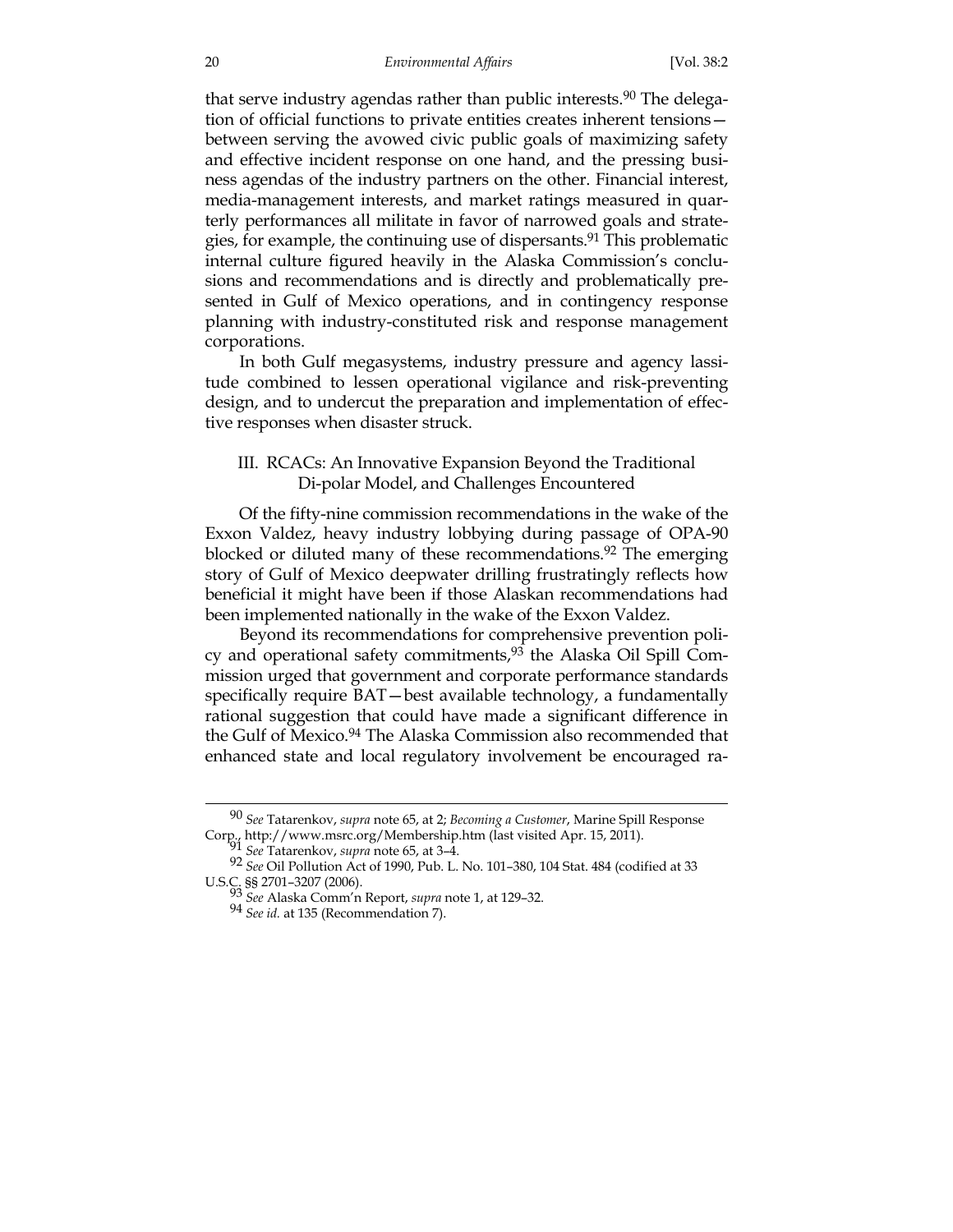that serve industry agendas rather than public interests.[90] The delegation of official functions to private entities creates inherent tensions—between serving the avowed civic public goals of maximizing safety and effective incident response on one hand, and the pressing business agendas of the industry partners on the other. Financial interest, media-management interests, and market ratings measured in quarterly performances all militate in favor of narrowed goals and strategies, for example, the continuing use of dispersants.[91] This problematic internal culture figured heavily in the Alaska Commission's conclusions and recommendations and is directly and problematically presented in Gulf of Mexico operations, and in contingency response planning with industry-constituted risk and response management corporations.

In both Gulf megasystems, industry pressure and agency lassitude combined to lessen operational vigilance and risk-preventing design, and to undercut the preparation and implementation of effective responses when disaster struck.

## III. RCACs: An Innovative Expansion Beyond the Traditional Di-polar Model, and Challenges Encountered

Of the fifty-nine commission recommendations in the wake of the Exxon Valdez, heavy industry lobbying during passage of OPA-90 blocked or diluted many of these recommendations.[92] The emerging story of Gulf of Mexico deepwater drilling frustratingly reflects how beneficial it might have been if those Alaskan recommendations had been implemented nationally in the wake of the Exxon Valdez.

Beyond its recommendations for comprehensive prevention policy and operational safety commitments,[93] the Alaska Oil Spill Commission urged that government and corporate performance standards specifically require BAT—best available technology, a fundamentally rational suggestion that could have made a significant difference in the Gulf of Mexico.[94] The Alaska Commission also recommended that enhanced state and local regulatory involvement be encouraged ra-

---

[90] *See* Tatarenkov, *supra* note 65, at 2; *Becoming a Customer*, Marine Spill Response Corp., http://www.msrc.org/Membership.htm (last visited Apr. 15, 2011).

[91] *See* Tatarenkov, *supra* note 65, at 3–4.

[92] *See* Oil Pollution Act of 1990, Pub. L. No. 101–380, 104 Stat. 484 (codified at 33 U.S.C. §§ 2701–3207 (2006).

[93] *See* Alaska Comm'n Report, *supra* note 1, at 129–32.

[94] *See id.* at 135 (Recommendation 7).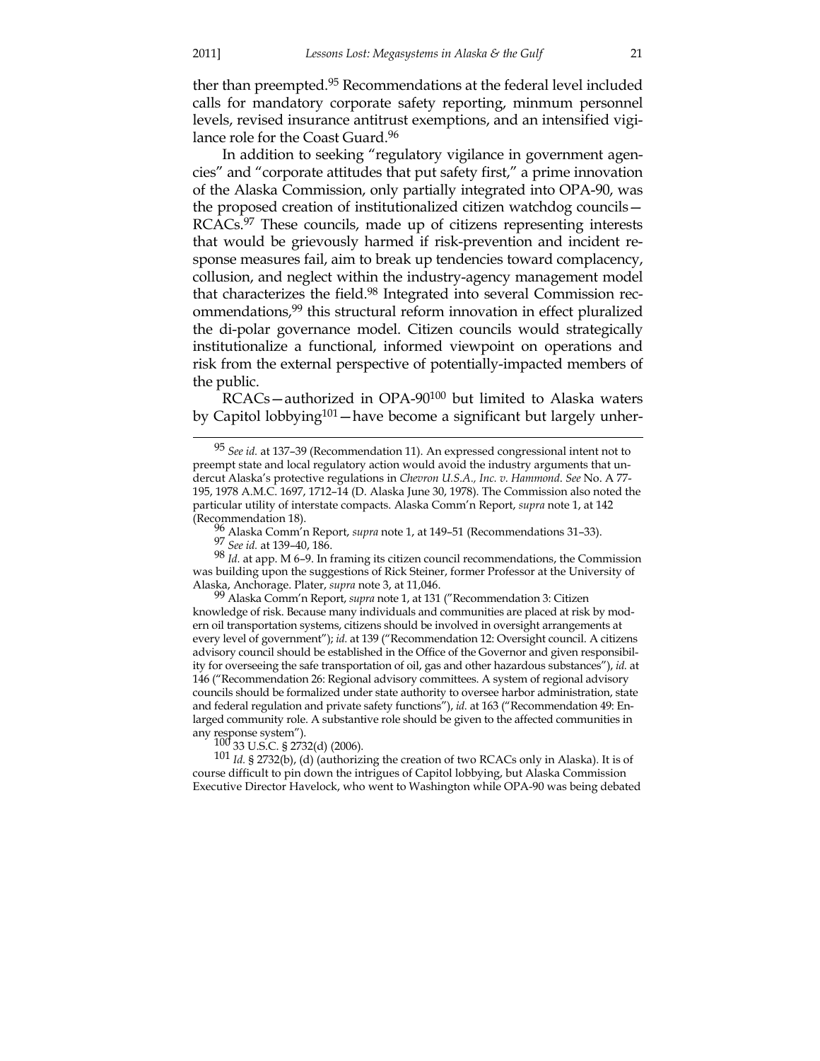ther than preempted.[95] Recommendations at the federal level included calls for mandatory corporate safety reporting, minmum personnel levels, revised insurance antitrust exemptions, and an intensified vigilance role for the Coast Guard.[96]

In addition to seeking "regulatory vigilance in government agencies" and "corporate attitudes that put safety first," a prime innovation of the Alaska Commission, only partially integrated into OPA-90, was the proposed creation of institutionalized citizen watchdog councils—RCACs.[97] These councils, made up of citizens representing interests that would be grievously harmed if risk-prevention and incident response measures fail, aim to break up tendencies toward complacency, collusion, and neglect within the industry-agency management model that characterizes the field.[98] Integrated into several Commission recommendations,[99] this structural reform innovation in effect pluralized the di-polar governance model. Citizen councils would strategically institutionalize a functional, informed viewpoint on operations and risk from the external perspective of potentially-impacted members of the public.

RCACs—authorized in OPA-90[100] but limited to Alaska waters by Capitol lobbying[101]—have become a significant but largely unher-

---

[95] *See id.* at 137–39 (Recommendation 11). An expressed congressional intent not to preempt state and local regulatory action would avoid the industry arguments that undercut Alaska's protective regulations in *Chevron U.S.A., Inc. v. Hammond*. *See* No. A 77-195, 1978 A.M.C. 1697, 1712–14 (D. Alaska June 30, 1978). The Commission also noted the particular utility of interstate compacts. Alaska Comm'n Report, *supra* note 1, at 142 (Recommendation 18).

[96] Alaska Comm'n Report, *supra* note 1, at 149–51 (Recommendations 31–33).

[97] *See id.* at 139–40, 186.

[98] *Id.* at app. M 6–9. In framing its citizen council recommendations, the Commission was building upon the suggestions of Rick Steiner, former Professor at the University of Alaska, Anchorage. Plater, *supra* note 3, at 11,046.

[99] Alaska Comm'n Report, *supra* note 1, at 131 ("Recommendation 3: Citizen knowledge of risk. Because many individuals and communities are placed at risk by modern oil transportation systems, citizens should be involved in oversight arrangements at every level of government"); *id.* at 139 ("Recommendation 12: Oversight council. A citizens advisory council should be established in the Office of the Governor and given responsibility for overseeing the safe transportation of oil, gas and other hazardous substances"), *id.* at 146 ("Recommendation 26: Regional advisory committees. A system of regional advisory councils should be formalized under state authority to oversee harbor administration, state and federal regulation and private safety functions"), *id.* at 163 ("Recommendation 49: Enlarged community role. A substantive role should be given to the affected communities in any response system").

[100] 33 U.S.C. § 2732(d) (2006).

[101] *Id.* § 2732(b), (d) (authorizing the creation of two RCACs only in Alaska). It is of course difficult to pin down the intrigues of Capitol lobbying, but Alaska Commission Executive Director Havelock, who went to Washington while OPA-90 was being debated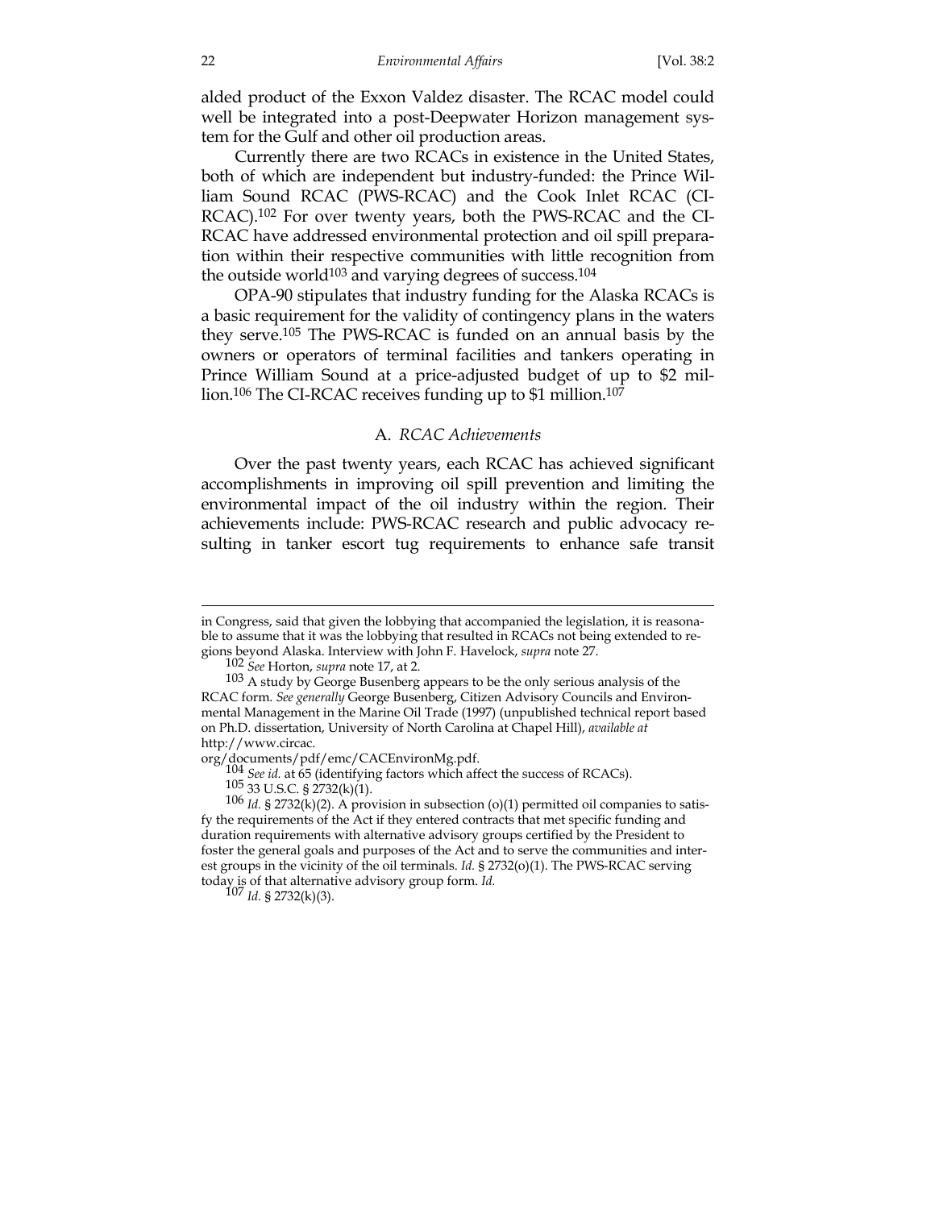alded product of the Exxon Valdez disaster. The RCAC model could well be integrated into a post-Deepwater Horizon management system for the Gulf and other oil production areas.

Currently there are two RCACs in existence in the United States, both of which are independent but industry-funded: the Prince William Sound RCAC (PWS-RCAC) and the Cook Inlet RCAC (CI-RCAC).[102] For over twenty years, both the PWS-RCAC and the CI-RCAC have addressed environmental protection and oil spill preparation within their respective communities with little recognition from the outside world[103] and varying degrees of success.[104]

OPA-90 stipulates that industry funding for the Alaska RCACs is a basic requirement for the validity of contingency plans in the waters they serve.[105] The PWS-RCAC is funded on an annual basis by the owners or operators of terminal facilities and tankers operating in Prince William Sound at a price-adjusted budget of up to $2 million.[106] The CI-RCAC receives funding up to $1 million.[107]

## A. *RCAC Achievements*

Over the past twenty years, each RCAC has achieved significant accomplishments in improving oil spill prevention and limiting the environmental impact of the oil industry within the region. Their achievements include: PWS-RCAC research and public advocacy resulting in tanker escort tug requirements to enhance safe transit

---

in Congress, said that given the lobbying that accompanied the legislation, it is reasonable to assume that it was the lobbying that resulted in RCACs not being extended to regions beyond Alaska. Interview with John F. Havelock, *supra* note 27.

[102] *See* Horton, *supra* note 17, at 2.

[103] A study by George Busenberg appears to be the only serious analysis of the RCAC form. *See generally* George Busenberg, Citizen Advisory Councils and Environmental Management in the Marine Oil Trade (1997) (unpublished technical report based on Ph.D. dissertation, University of North Carolina at Chapel Hill), *available at* http://www.circac.org/documents/pdf/emc/CACEnvironMg.pdf.

[104] *See id.* at 65 (identifying factors which affect the success of RCACs).

[105] 33 U.S.C. § 2732(k)(1).

[106] *Id.* § 2732(k)(2). A provision in subsection (o)(1) permitted oil companies to satisfy the requirements of the Act if they entered contracts that met specific funding and duration requirements with alternative advisory groups certified by the President to foster the general goals and purposes of the Act and to serve the communities and interest groups in the vicinity of the oil terminals. *Id.* § 2732(o)(1). The PWS-RCAC serving today is of that alternative advisory group form. *Id.*

[107] *Id.* § 2732(k)(3).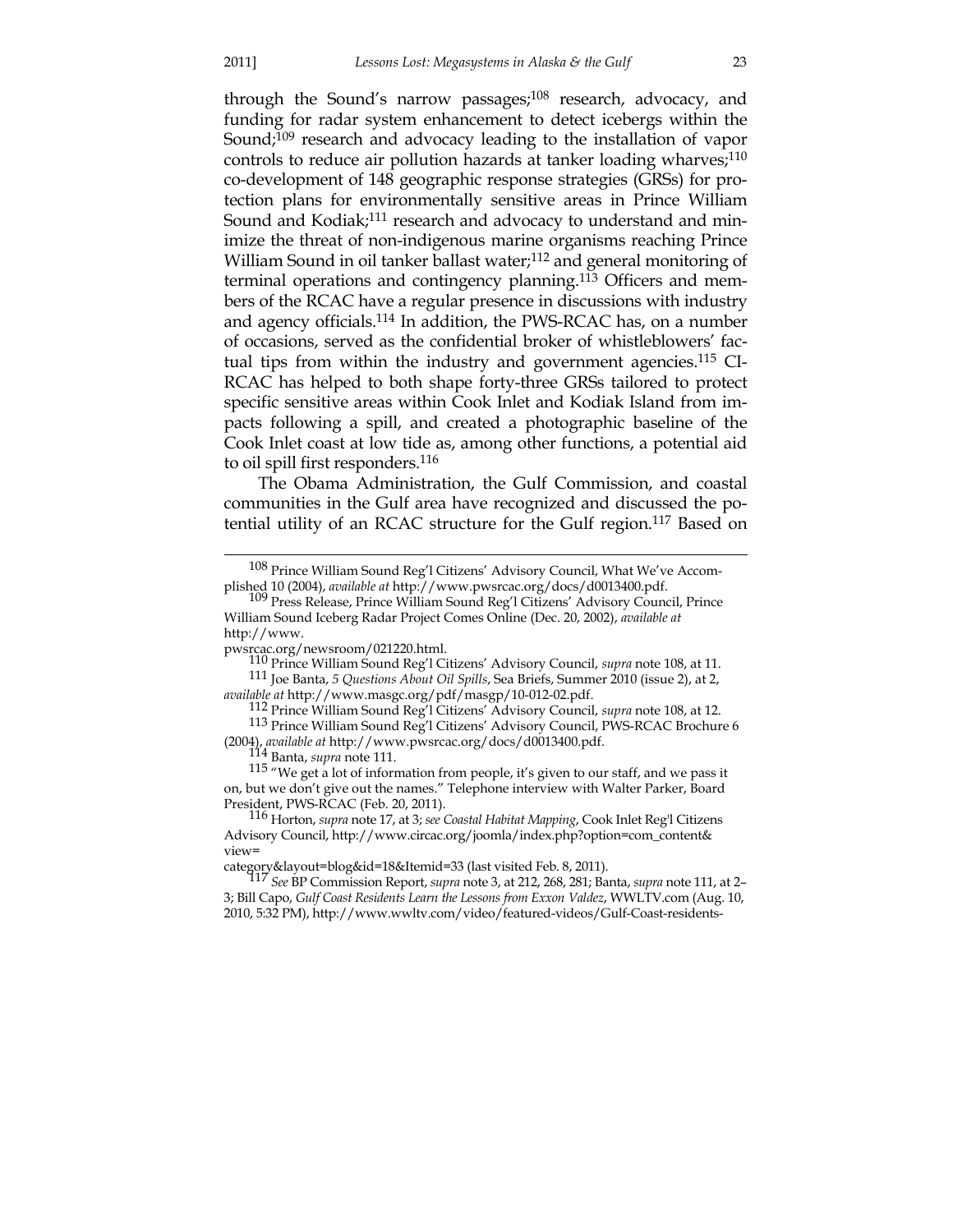through the Sound's narrow passages;[108] research, advocacy, and funding for radar system enhancement to detect icebergs within the Sound;[109] research and advocacy leading to the installation of vapor controls to reduce air pollution hazards at tanker loading wharves;[110] co-development of 148 geographic response strategies (GRSs) for protection plans for environmentally sensitive areas in Prince William Sound and Kodiak;[111] research and advocacy to understand and minimize the threat of non-indigenous marine organisms reaching Prince William Sound in oil tanker ballast water;[112] and general monitoring of terminal operations and contingency planning.[113] Officers and members of the RCAC have a regular presence in discussions with industry and agency officials.[114] In addition, the PWS-RCAC has, on a number of occasions, served as the confidential broker of whistleblowers' factual tips from within the industry and government agencies.[115] CI-RCAC has helped to both shape forty-three GRSs tailored to protect specific sensitive areas within Cook Inlet and Kodiak Island from impacts following a spill, and created a photographic baseline of the Cook Inlet coast at low tide as, among other functions, a potential aid to oil spill first responders.[116]

The Obama Administration, the Gulf Commission, and coastal communities in the Gulf area have recognized and discussed the potential utility of an RCAC structure for the Gulf region.[117] Based on

---

[108] Prince William Sound Reg'l Citizens' Advisory Council, What We've Accomplished 10 (2004), *available at* http://www.pwsrcac.org/docs/d0013400.pdf.

[109] Press Release, Prince William Sound Reg'l Citizens' Advisory Council, Prince William Sound Iceberg Radar Project Comes Online (Dec. 20, 2002), *available at* http://www.pwsrcac.org/newsroom/021220.html.

[110] Prince William Sound Reg'l Citizens' Advisory Council, *supra* note 108, at 11.

[111] Joe Banta, *5 Questions About Oil Spills*, Sea Briefs, Summer 2010 (issue 2), at 2, *available at* http://www.masgc.org/pdf/masgp/10-012-02.pdf.

[112] Prince William Sound Reg'l Citizens' Advisory Council, *supra* note 108, at 12.

[113] Prince William Sound Reg'l Citizens' Advisory Council, PWS-RCAC Brochure 6 (2004), *available at* http://www.pwsrcac.org/docs/d0013400.pdf.

[114] Banta, *supra* note 111.

[115] "We get a lot of information from people, it's given to our staff, and we pass it on, but we don't give out the names." Telephone interview with Walter Parker, Board President, PWS-RCAC (Feb. 20, 2011).

[116] Horton, *supra* note 17, at 3; *see Coastal Habitat Mapping*, Cook Inlet Reg'l Citizens Advisory Council, http://www.circac.org/joomla/index.php?option=com_content&view=category&layout=blog&id=18&Itemid=33 (last visited Feb. 8, 2011).

[117] *See* BP Commission Report, *supra* note 3, at 212, 268, 281; Banta, *supra* note 111, at 2–3; Bill Capo, *Gulf Coast Residents Learn the Lessons from Exxon Valdez*, WWLTV.com (Aug. 10, 2010, 5:32 PM), http://www.wwltv.com/video/featured-videos/Gulf-Coast-residents-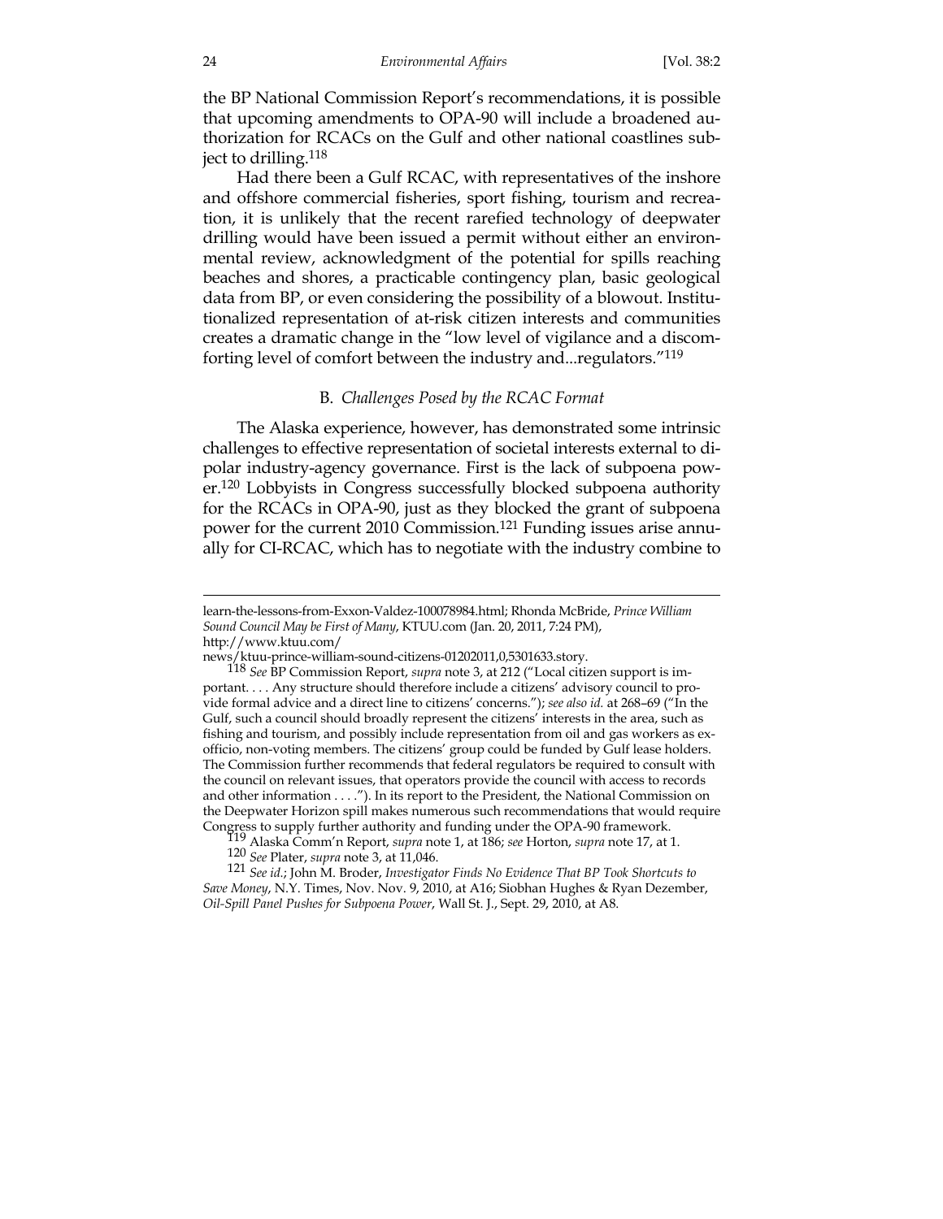the BP National Commission Report's recommendations, it is possible that upcoming amendments to OPA-90 will include a broadened authorization for RCACs on the Gulf and other national coastlines subject to drilling.[118]

Had there been a Gulf RCAC, with representatives of the inshore and offshore commercial fisheries, sport fishing, tourism and recreation, it is unlikely that the recent rarefied technology of deepwater drilling would have been issued a permit without either an environmental review, acknowledgment of the potential for spills reaching beaches and shores, a practicable contingency plan, basic geological data from BP, or even considering the possibility of a blowout. Institutionalized representation of at-risk citizen interests and communities creates a dramatic change in the "low level of vigilance and a discomforting level of comfort between the industry and...regulators."[119]

### B. *Challenges Posed by the RCAC Format*

The Alaska experience, however, has demonstrated some intrinsic challenges to effective representation of societal interests external to dipolar industry-agency governance. First is the lack of subpoena power.[120] Lobbyists in Congress successfully blocked subpoena authority for the RCACs in OPA-90, just as they blocked the grant of subpoena power for the current 2010 Commission.[121] Funding issues arise annually for CI-RCAC, which has to negotiate with the industry combine to

---

learn-the-lessons-from-Exxon-Valdez-100078984.html; Rhonda McBride, *Prince William Sound Council May be First of Many*, KTUU.com (Jan. 20, 2011, 7:24 PM), http://www.ktuu.com/news/ktuu-prince-william-sound-citizens-01202011,0,5301633.story.

[118] *See* BP Commission Report, *supra* note 3, at 212 ("Local citizen support is important. . . . Any structure should therefore include a citizens' advisory council to provide formal advice and a direct line to citizens' concerns."); *see also id.* at 268–69 ("In the Gulf, such a council should broadly represent the citizens' interests in the area, such as fishing and tourism, and possibly include representation from oil and gas workers as ex-officio, non-voting members. The citizens' group could be funded by Gulf lease holders. The Commission further recommends that federal regulators be required to consult with the council on relevant issues, that operators provide the council with access to records and other information . . . ."). In its report to the President, the National Commission on the Deepwater Horizon spill makes numerous such recommendations that would require Congress to supply further authority and funding under the OPA-90 framework.

[119] Alaska Comm'n Report, *supra* note 1, at 186; *see* Horton, *supra* note 17, at 1.

[120] *See* Plater, *supra* note 3, at 11,046.

[121] *See id.*; John M. Broder, *Investigator Finds No Evidence That BP Took Shortcuts to Save Money*, N.Y. Times, Nov. Nov. 9, 2010, at A16; Siobhan Hughes & Ryan Dezember, *Oil-Spill Panel Pushes for Subpoena Power*, Wall St. J., Sept. 29, 2010, at A8.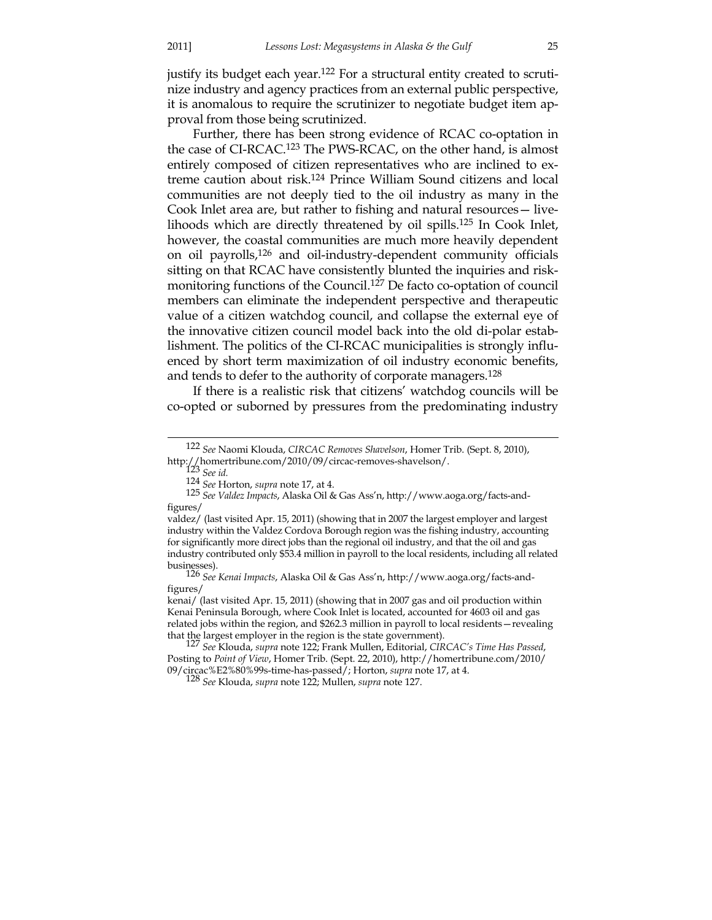justify its budget each year.[122] For a structural entity created to scrutinize industry and agency practices from an external public perspective, it is anomalous to require the scrutinizer to negotiate budget item approval from those being scrutinized.

Further, there has been strong evidence of RCAC co-optation in the case of CI-RCAC.[123] The PWS-RCAC, on the other hand, is almost entirely composed of citizen representatives who are inclined to extreme caution about risk.[124] Prince William Sound citizens and local communities are not deeply tied to the oil industry as many in the Cook Inlet area are, but rather to fishing and natural resources— livelihoods which are directly threatened by oil spills.[125] In Cook Inlet, however, the coastal communities are much more heavily dependent on oil payrolls,[126] and oil-industry-dependent community officials sitting on that RCAC have consistently blunted the inquiries and risk-monitoring functions of the Council.[127] De facto co-optation of council members can eliminate the independent perspective and therapeutic value of a citizen watchdog council, and collapse the external eye of the innovative citizen council model back into the old di-polar establishment. The politics of the CI-RCAC municipalities is strongly influenced by short term maximization of oil industry economic benefits, and tends to defer to the authority of corporate managers.[128]

If there is a realistic risk that citizens' watchdog councils will be co-opted or suborned by pressures from the predominating industry

---

[122] *See* Naomi Klouda, *CIRCAC Removes Shavelson*, Homer Trib. (Sept. 8, 2010), http://homertribune.com/2010/09/circac-removes-shavelson/.

[123] *See id.*

[124] *See* Horton, *supra* note 17, at 4.

[125] *See Valdez Impacts*, Alaska Oil & Gas Ass'n, http://www.aoga.org/facts-and-figures/valdez/ (last visited Apr. 15, 2011) (showing that in 2007 the largest employer and largest industry within the Valdez Cordova Borough region was the fishing industry, accounting for significantly more direct jobs than the regional oil industry, and that the oil and gas industry contributed only $53.4 million in payroll to the local residents, including all related businesses).

[126] *See Kenai Impacts*, Alaska Oil & Gas Ass'n, http://www.aoga.org/facts-and-figures/kenai/ (last visited Apr. 15, 2011) (showing that in 2007 gas and oil production within Kenai Peninsula Borough, where Cook Inlet is located, accounted for 4603 oil and gas related jobs within the region, and $262.3 million in payroll to local residents—revealing that the largest employer in the region is the state government).

[127] *See* Klouda, *supra* note 122; Frank Mullen, Editorial, *CIRCAC's Time Has Passed*, Posting to *Point of View*, Homer Trib. (Sept. 22, 2010), http://homertribune.com/2010/09/circac%E2%80%99s-time-has-passed/; Horton, *supra* note 17, at 4.

[128] *See* Klouda, *supra* note 122; Mullen, *supra* note 127.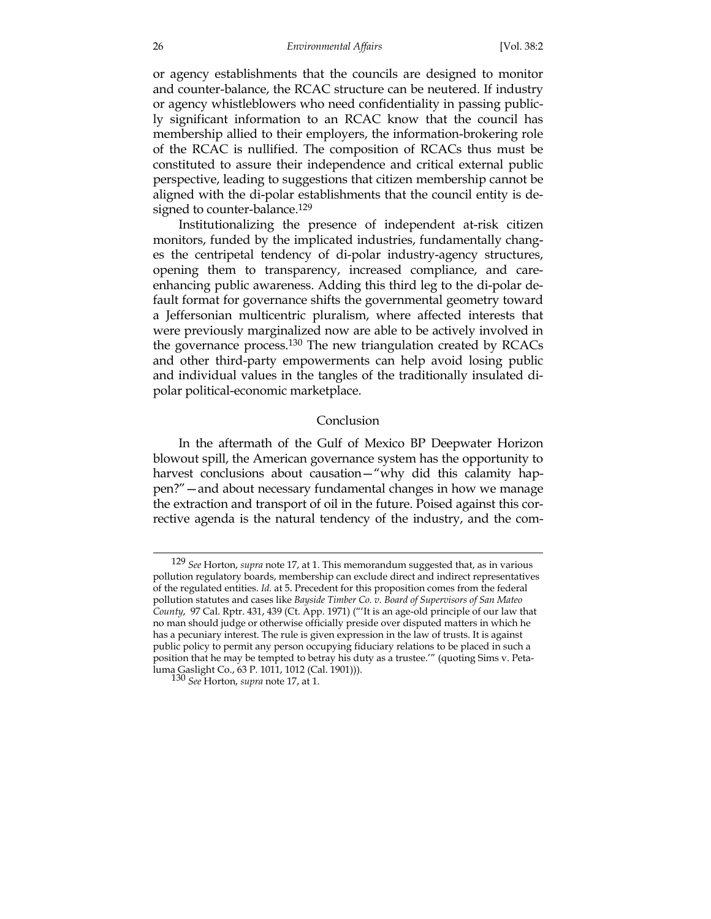or agency establishments that the councils are designed to monitor and counter-balance, the RCAC structure can be neutered. If industry or agency whistleblowers who need confidentiality in passing publicly significant information to an RCAC know that the council has membership allied to their employers, the information-brokering role of the RCAC is nullified. The composition of RCACs thus must be constituted to assure their independence and critical external public perspective, leading to suggestions that citizen membership cannot be aligned with the di-polar establishments that the council entity is designed to counter-balance.[129]

Institutionalizing the presence of independent at-risk citizen monitors, funded by the implicated industries, fundamentally changes the centripetal tendency of di-polar industry-agency structures, opening them to transparency, increased compliance, and care-enhancing public awareness. Adding this third leg to the di-polar default format for governance shifts the governmental geometry toward a Jeffersonian multicentric pluralism, where affected interests that were previously marginalized now are able to be actively involved in the governance process.[130] The new triangulation created by RCACs and other third-party empowerments can help avoid losing public and individual values in the tangles of the traditionally insulated di-polar political-economic marketplace.

## Conclusion

In the aftermath of the Gulf of Mexico BP Deepwater Horizon blowout spill, the American governance system has the opportunity to harvest conclusions about causation—"why did this calamity happen?"—and about necessary fundamental changes in how we manage the extraction and transport of oil in the future. Poised against this corrective agenda is the natural tendency of the industry, and the com-

---

[129] *See* Horton, *supra* note 17, at 1. This memorandum suggested that, as in various pollution regulatory boards, membership can exclude direct and indirect representatives of the regulated entities. *Id.* at 5. Precedent for this proposition comes from the federal pollution statutes and cases like *Bayside Timber Co. v. Board of Supervisors of San Mateo County*, 97 Cal. Rptr. 431, 439 (Ct. App. 1971) ("'It is an age-old principle of our law that no man should judge or otherwise officially preside over disputed matters in which he has a pecuniary interest. The rule is given expression in the law of trusts. It is against public policy to permit any person occupying fiduciary relations to be placed in such a position that he may be tempted to betray his duty as a trustee.'" (quoting Sims v. Petaluma Gaslight Co., 63 P. 1011, 1012 (Cal. 1901))).

[130] *See* Horton, *supra* note 17, at 1.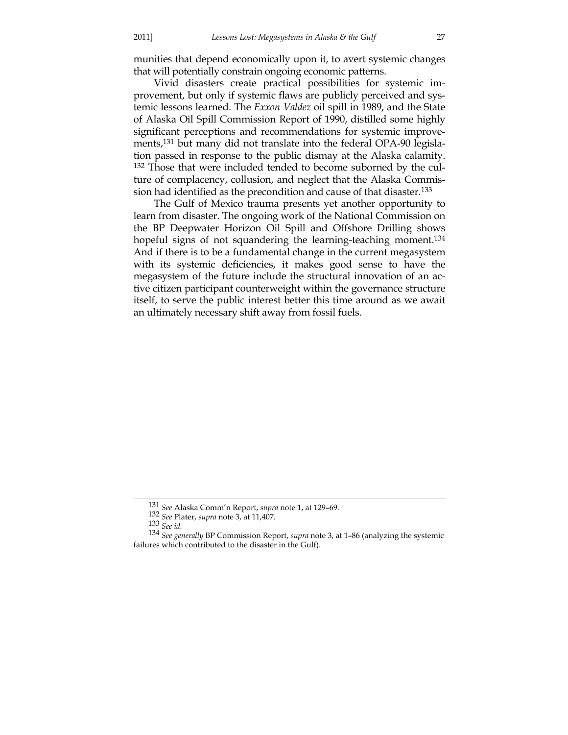munities that depend economically upon it, to avert systemic changes that will potentially constrain ongoing economic patterns.

Vivid disasters create practical possibilities for systemic improvement, but only if systemic flaws are publicly perceived and systemic lessons learned. The *Exxon Valdez* oil spill in 1989, and the State of Alaska Oil Spill Commission Report of 1990, distilled some highly significant perceptions and recommendations for systemic improvements,[131] but many did not translate into the federal OPA-90 legislation passed in response to the public dismay at the Alaska calamity.[132] Those that were included tended to become suborned by the culture of complacency, collusion, and neglect that the Alaska Commission had identified as the precondition and cause of that disaster.[133]

The Gulf of Mexico trauma presents yet another opportunity to learn from disaster. The ongoing work of the National Commission on the BP Deepwater Horizon Oil Spill and Offshore Drilling shows hopeful signs of not squandering the learning-teaching moment.[134] And if there is to be a fundamental change in the current megasystem with its systemic deficiencies, it makes good sense to have the megasystem of the future include the structural innovation of an active citizen participant counterweight within the governance structure itself, to serve the public interest better this time around as we await an ultimately necessary shift away from fossil fuels.

---

131 *See* Alaska Comm'n Report, *supra* note 1, at 129–69.

132 *See* Plater, *supra* note 3, at 11,407.

133 *See id.*

134 *See generally* BP Commission Report, *supra* note 3, at 1–86 (analyzing the systemic failures which contributed to the disaster in the Gulf).